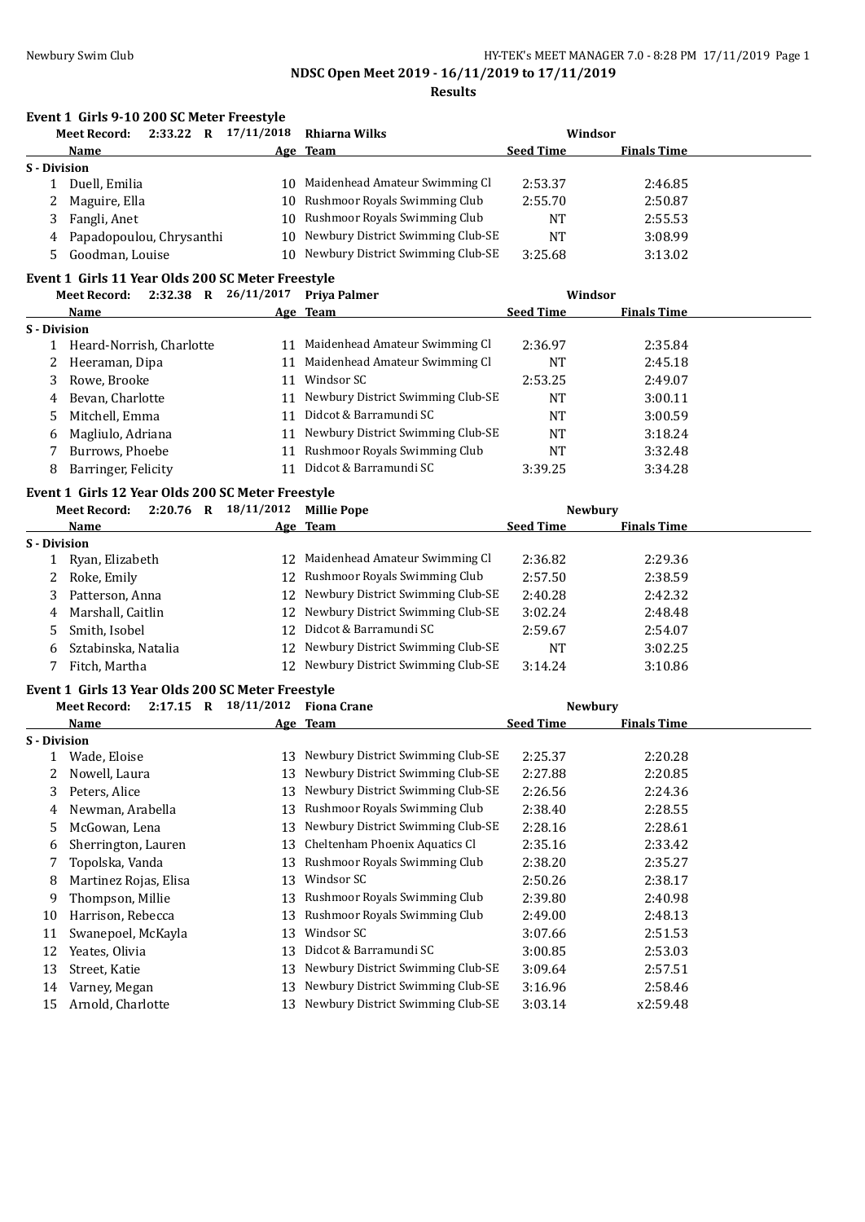## NDSC Open Meet 2019 - 16/11/2019 to 17/11/2019

### Results

#### Event 1 Girls 9-10 200 SC Meter Freestyle

Meet Record: 2:33.22 R 17/11/2018 Rhiarna Wilks Windsor

| | Name | Age | Team | Seed Time | Finals Time |
|---|---|---|---|---|---|
| **S - Division** | | | | | |
| 1 | Duell, Emilia | 10 | Maidenhead Amateur Swimming Cl | 2:53.37 | 2:46.85 |
| 2 | Maguire, Ella | 10 | Rushmoor Royals Swimming Club | 2:55.70 | 2:50.87 |
| 3 | Fangli, Anet | 10 | Rushmoor Royals Swimming Club | NT | 2:55.53 |
| 4 | Papadopoulou, Chrysanthi | 10 | Newbury District Swimming Club-SE | NT | 3:08.99 |
| 5 | Goodman, Louise | 10 | Newbury District Swimming Club-SE | 3:25.68 | 3:13.02 |

#### Event 1 Girls 11 Year Olds 200 SC Meter Freestyle

Meet Record: 2:32.38 R 26/11/2017 Priya Palmer Windsor

| | Name | Age | Team | Seed Time | Finals Time |
|---|---|---|---|---|---|
| **S - Division** | | | | | |
| 1 | Heard-Norrish, Charlotte | 11 | Maidenhead Amateur Swimming Cl | 2:36.97 | 2:35.84 |
| 2 | Heeraman, Dipa | 11 | Maidenhead Amateur Swimming Cl | NT | 2:45.18 |
| 3 | Rowe, Brooke | 11 | Windsor SC | 2:53.25 | 2:49.07 |
| 4 | Bevan, Charlotte | 11 | Newbury District Swimming Club-SE | NT | 3:00.11 |
| 5 | Mitchell, Emma | 11 | Didcot & Barramundi SC | NT | 3:00.59 |
| 6 | Magliulo, Adriana | 11 | Newbury District Swimming Club-SE | NT | 3:18.24 |
| 7 | Burrows, Phoebe | 11 | Rushmoor Royals Swimming Club | NT | 3:32.48 |
| 8 | Barringer, Felicity | 11 | Didcot & Barramundi SC | 3:39.25 | 3:34.28 |

#### Event 1 Girls 12 Year Olds 200 SC Meter Freestyle

Meet Record: 2:20.76 R 18/11/2012 Millie Pope Newbury

| | Name | Age | Team | Seed Time | Finals Time |
|---|---|---|---|---|---|
| **S - Division** | | | | | |
| 1 | Ryan, Elizabeth | 12 | Maidenhead Amateur Swimming Cl | 2:36.82 | 2:29.36 |
| 2 | Roke, Emily | 12 | Rushmoor Royals Swimming Club | 2:57.50 | 2:38.59 |
| 3 | Patterson, Anna | 12 | Newbury District Swimming Club-SE | 2:40.28 | 2:42.32 |
| 4 | Marshall, Caitlin | 12 | Newbury District Swimming Club-SE | 3:02.24 | 2:48.48 |
| 5 | Smith, Isobel | 12 | Didcot & Barramundi SC | 2:59.67 | 2:54.07 |
| 6 | Sztabinska, Natalia | 12 | Newbury District Swimming Club-SE | NT | 3:02.25 |
| 7 | Fitch, Martha | 12 | Newbury District Swimming Club-SE | 3:14.24 | 3:10.86 |

#### Event 1 Girls 13 Year Olds 200 SC Meter Freestyle

Meet Record: 2:17.15 R 18/11/2012 Fiona Crane Newbury

| | Name | Age | Team | Seed Time | Finals Time |
|---|---|---|---|---|---|
| **S - Division** | | | | | |
| 1 | Wade, Eloise | 13 | Newbury District Swimming Club-SE | 2:25.37 | 2:20.28 |
| 2 | Nowell, Laura | 13 | Newbury District Swimming Club-SE | 2:27.88 | 2:20.85 |
| 3 | Peters, Alice | 13 | Newbury District Swimming Club-SE | 2:26.56 | 2:24.36 |
| 4 | Newman, Arabella | 13 | Rushmoor Royals Swimming Club | 2:38.40 | 2:28.55 |
| 5 | McGowan, Lena | 13 | Newbury District Swimming Club-SE | 2:28.16 | 2:28.61 |
| 6 | Sherrington, Lauren | 13 | Cheltenham Phoenix Aquatics Cl | 2:35.16 | 2:33.42 |
| 7 | Topolska, Vanda | 13 | Rushmoor Royals Swimming Club | 2:38.20 | 2:35.27 |
| 8 | Martinez Rojas, Elisa | 13 | Windsor SC | 2:50.26 | 2:38.17 |
| 9 | Thompson, Millie | 13 | Rushmoor Royals Swimming Club | 2:39.80 | 2:40.98 |
| 10 | Harrison, Rebecca | 13 | Rushmoor Royals Swimming Club | 2:49.00 | 2:48.13 |
| 11 | Swanepoel, McKayla | 13 | Windsor SC | 3:07.66 | 2:51.53 |
| 12 | Yeates, Olivia | 13 | Didcot & Barramundi SC | 3:00.85 | 2:53.03 |
| 13 | Street, Katie | 13 | Newbury District Swimming Club-SE | 3:09.64 | 2:57.51 |
| 14 | Varney, Megan | 13 | Newbury District Swimming Club-SE | 3:16.96 | 2:58.46 |
| 15 | Arnold, Charlotte | 13 | Newbury District Swimming Club-SE | 3:03.14 | x2:59.48 |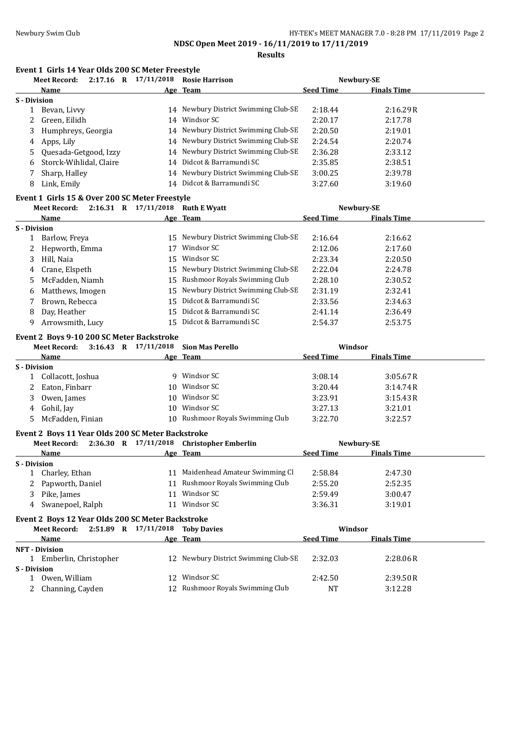## NDSC Open Meet 2019 - 16/11/2019 to 17/11/2019

### Results

#### Event 1 Girls 14 Year Olds 200 SC Meter Freestyle

Meet Record: 2:17.16 R 17/11/2018 Rosie Harrison Newbury-SE

| | Name | Age | Team | Seed Time | Finals Time |
|---|---|---|---|---|---|
| **S - Division** | | | | | |
| 1 | Bevan, Livvy | 14 | Newbury District Swimming Club-SE | 2:18.44 | 2:16.29R |
| 2 | Green, Eilidh | 14 | Windsor SC | 2:20.17 | 2:17.78 |
| 3 | Humphreys, Georgia | 14 | Newbury District Swimming Club-SE | 2:20.50 | 2:19.01 |
| 4 | Apps, Lily | 14 | Newbury District Swimming Club-SE | 2:24.54 | 2:20.74 |
| 5 | Quesada-Getgood, Izzy | 14 | Newbury District Swimming Club-SE | 2:36.28 | 2:33.12 |
| 6 | Storck-Wihlidal, Claire | 14 | Didcot & Barramundi SC | 2:35.85 | 2:38.51 |
| 7 | Sharp, Halley | 14 | Newbury District Swimming Club-SE | 3:00.25 | 2:39.78 |
| 8 | Link, Emily | 14 | Didcot & Barramundi SC | 3:27.60 | 3:19.60 |

#### Event 1 Girls 15 & Over 200 SC Meter Freestyle

Meet Record: 2:16.31 R 17/11/2018 Ruth E Wyatt Newbury-SE

| | Name | Age | Team | Seed Time | Finals Time |
|---|---|---|---|---|---|
| **S - Division** | | | | | |
| 1 | Barlow, Freya | 15 | Newbury District Swimming Club-SE | 2:16.64 | 2:16.62 |
| 2 | Hepworth, Emma | 17 | Windsor SC | 2:12.06 | 2:17.60 |
| 3 | Hill, Naia | 15 | Windsor SC | 2:23.34 | 2:20.50 |
| 4 | Crane, Elspeth | 15 | Newbury District Swimming Club-SE | 2:22.04 | 2:24.78 |
| 5 | McFadden, Niamh | 15 | Rushmoor Royals Swimming Club | 2:28.10 | 2:30.52 |
| 6 | Matthews, Imogen | 15 | Newbury District Swimming Club-SE | 2:31.19 | 2:32.41 |
| 7 | Brown, Rebecca | 15 | Didcot & Barramundi SC | 2:33.56 | 2:34.63 |
| 8 | Day, Heather | 15 | Didcot & Barramundi SC | 2:41.14 | 2:36.49 |
| 9 | Arrowsmith, Lucy | 15 | Didcot & Barramundi SC | 2:54.37 | 2:53.75 |

#### Event 2 Boys 9-10 200 SC Meter Backstroke

Meet Record: 3:16.43 R 17/11/2018 Sion Mas Perello Windsor

| | Name | Age | Team | Seed Time | Finals Time |
|---|---|---|---|---|---|
| **S - Division** | | | | | |
| 1 | Collacott, Joshua | 9 | Windsor SC | 3:08.14 | 3:05.67R |
| 2 | Eaton, Finbarr | 10 | Windsor SC | 3:20.44 | 3:14.74R |
| 3 | Owen, James | 10 | Windsor SC | 3:23.91 | 3:15.43R |
| 4 | Gohil, Jay | 10 | Windsor SC | 3:27.13 | 3:21.01 |
| 5 | McFadden, Finian | 10 | Rushmoor Royals Swimming Club | 3:22.70 | 3:22.57 |

#### Event 2 Boys 11 Year Olds 200 SC Meter Backstroke

Meet Record: 2:36.30 R 17/11/2018 Christopher Emberlin Newbury-SE

| | Name | Age | Team | Seed Time | Finals Time |
|---|---|---|---|---|---|
| **S - Division** | | | | | |
| 1 | Charley, Ethan | 11 | Maidenhead Amateur Swimming Cl | 2:58.84 | 2:47.30 |
| 2 | Papworth, Daniel | 11 | Rushmoor Royals Swimming Club | 2:55.20 | 2:52.35 |
| 3 | Pike, James | 11 | Windsor SC | 2:59.49 | 3:00.47 |
| 4 | Swanepoel, Ralph | 11 | Windsor SC | 3:36.31 | 3:19.01 |

#### Event 2 Boys 12 Year Olds 200 SC Meter Backstroke

Meet Record: 2:51.89 R 17/11/2018 Toby Davies Windsor

| | Name | Age | Team | Seed Time | Finals Time |
|---|---|---|---|---|---|
| **NFT - Division** | | | | | |
| 1 | Emberlin, Christopher | 12 | Newbury District Swimming Club-SE | 2:32.03 | 2:28.06R |
| **S - Division** | | | | | |
| 1 | Owen, William | 12 | Windsor SC | 2:42.50 | 2:39.50R |
| 2 | Channing, Cayden | 12 | Rushmoor Royals Swimming Club | NT | 3:12.28 |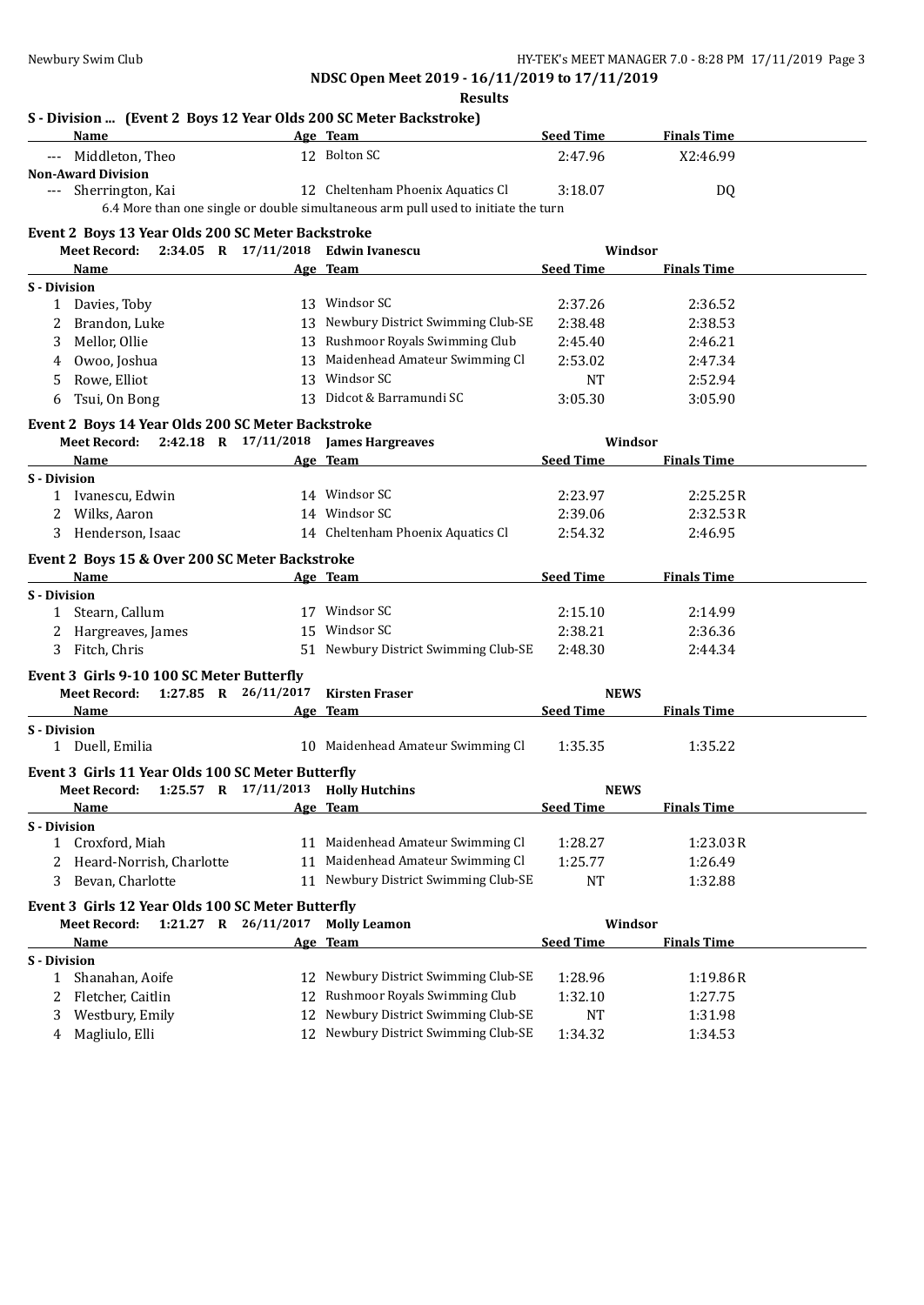## NDSC Open Meet 2019 - 16/11/2019 to 17/11/2019

### Results

### S - Division ... (Event 2 Boys 12 Year Olds 200 SC Meter Backstroke)

| | Name | Age | Team | Seed Time | Finals Time |
|---|---|---|---|---|---|
| --- | Middleton, Theo | 12 | Bolton SC | 2:47.96 | X2:46.99 |
| **Non-Award Division** | | | | | |
| --- | Sherrington, Kai | 12 | Cheltenham Phoenix Aquatics Cl | 3:18.07 | DQ |
| | 6.4 More than one single or double simultaneous arm pull used to initiate the turn | | | | |

### Event 2 Boys 13 Year Olds 200 SC Meter Backstroke

Meet Record: 2:34.05 R 17/11/2018 Edwin Ivanescu — Windsor

| | Name | Age | Team | Seed Time | Finals Time |
|---|---|---|---|---|---|
| **S - Division** | | | | | |
| 1 | Davies, Toby | 13 | Windsor SC | 2:37.26 | 2:36.52 |
| 2 | Brandon, Luke | 13 | Newbury District Swimming Club-SE | 2:38.48 | 2:38.53 |
| 3 | Mellor, Ollie | 13 | Rushmoor Royals Swimming Club | 2:45.40 | 2:46.21 |
| 4 | Owoo, Joshua | 13 | Maidenhead Amateur Swimming Cl | 2:53.02 | 2:47.34 |
| 5 | Rowe, Elliot | 13 | Windsor SC | NT | 2:52.94 |
| 6 | Tsui, On Bong | 13 | Didcot & Barramundi SC | 3:05.30 | 3:05.90 |

### Event 2 Boys 14 Year Olds 200 SC Meter Backstroke

Meet Record: 2:42.18 R 17/11/2018 James Hargreaves — Windsor

| | Name | Age | Team | Seed Time | Finals Time |
|---|---|---|---|---|---|
| **S - Division** | | | | | |
| 1 | Ivanescu, Edwin | 14 | Windsor SC | 2:23.97 | 2:25.25R |
| 2 | Wilks, Aaron | 14 | Windsor SC | 2:39.06 | 2:32.53R |
| 3 | Henderson, Isaac | 14 | Cheltenham Phoenix Aquatics Cl | 2:54.32 | 2:46.95 |

### Event 2 Boys 15 & Over 200 SC Meter Backstroke

| | Name | Age | Team | Seed Time | Finals Time |
|---|---|---|---|---|---|
| **S - Division** | | | | | |
| 1 | Stearn, Callum | 17 | Windsor SC | 2:15.10 | 2:14.99 |
| 2 | Hargreaves, James | 15 | Windsor SC | 2:38.21 | 2:36.36 |
| 3 | Fitch, Chris | 51 | Newbury District Swimming Club-SE | 2:48.30 | 2:44.34 |

### Event 3 Girls 9-10 100 SC Meter Butterfly

Meet Record: 1:27.85 R 26/11/2017 Kirsten Fraser — NEWS

| | Name | Age | Team | Seed Time | Finals Time |
|---|---|---|---|---|---|
| **S - Division** | | | | | |
| 1 | Duell, Emilia | 10 | Maidenhead Amateur Swimming Cl | 1:35.35 | 1:35.22 |

### Event 3 Girls 11 Year Olds 100 SC Meter Butterfly

Meet Record: 1:25.57 R 17/11/2013 Holly Hutchins — NEWS

| | Name | Age | Team | Seed Time | Finals Time |
|---|---|---|---|---|---|
| **S - Division** | | | | | |
| 1 | Croxford, Miah | 11 | Maidenhead Amateur Swimming Cl | 1:28.27 | 1:23.03R |
| 2 | Heard-Norrish, Charlotte | 11 | Maidenhead Amateur Swimming Cl | 1:25.77 | 1:26.49 |
| 3 | Bevan, Charlotte | 11 | Newbury District Swimming Club-SE | NT | 1:32.88 |

### Event 3 Girls 12 Year Olds 100 SC Meter Butterfly

Meet Record: 1:21.27 R 26/11/2017 Molly Leamon — Windsor

| | Name | Age | Team | Seed Time | Finals Time |
|---|---|---|---|---|---|
| **S - Division** | | | | | |
| 1 | Shanahan, Aoife | 12 | Newbury District Swimming Club-SE | 1:28.96 | 1:19.86R |
| 2 | Fletcher, Caitlin | 12 | Rushmoor Royals Swimming Club | 1:32.10 | 1:27.75 |
| 3 | Westbury, Emily | 12 | Newbury District Swimming Club-SE | NT | 1:31.98 |
| 4 | Magliulo, Elli | 12 | Newbury District Swimming Club-SE | 1:34.32 | 1:34.53 |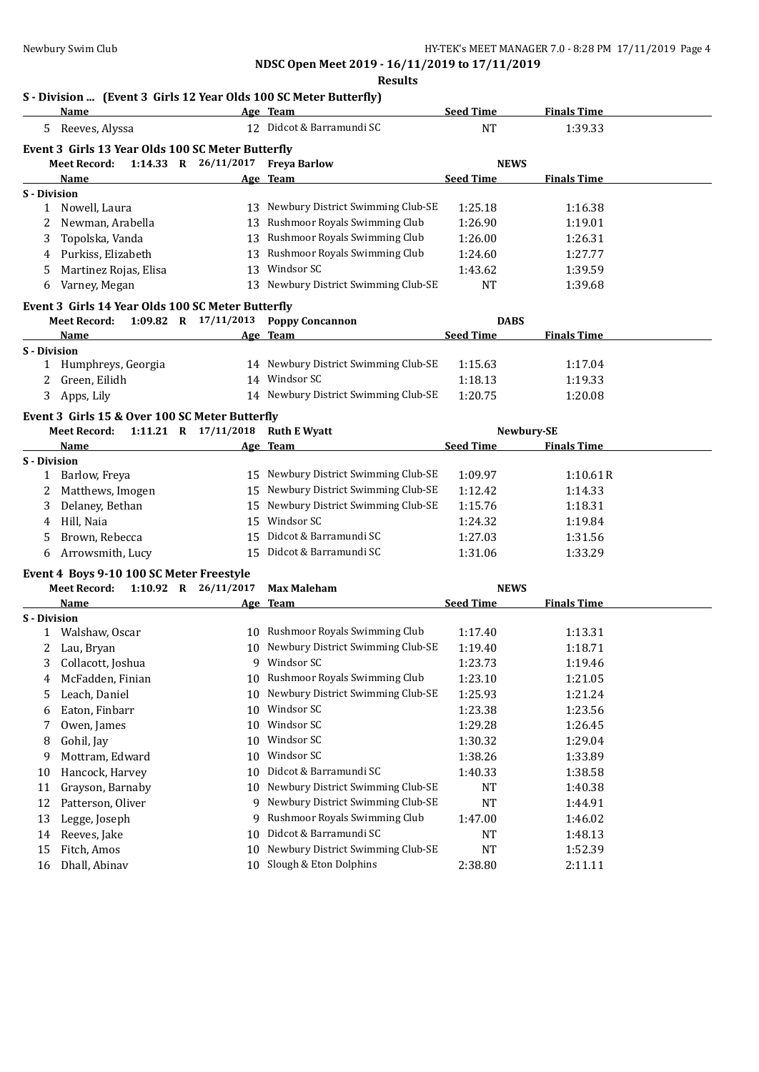**NDSC Open Meet 2019 - 16/11/2019 to 17/11/2019**

**Results**

### S - Division ... (Event 3 Girls 12 Year Olds 100 SC Meter Butterfly)

| | Name | Age | Team | Seed Time | Finals Time |
|---|---|---|---|---|---|
| 5 | Reeves, Alyssa | 12 | Didcot & Barramundi SC | NT | 1:39.33 |

### Event 3 Girls 13 Year Olds 100 SC Meter Butterfly

Meet Record: 1:14.33 R 26/11/2017 Freya Barlow NEWS

| | Name | Age | Team | Seed Time | Finals Time |
|---|---|---|---|---|---|
| **S - Division** | | | | | |
| 1 | Nowell, Laura | 13 | Newbury District Swimming Club-SE | 1:25.18 | 1:16.38 |
| 2 | Newman, Arabella | 13 | Rushmoor Royals Swimming Club | 1:26.90 | 1:19.01 |
| 3 | Topolska, Vanda | 13 | Rushmoor Royals Swimming Club | 1:26.00 | 1:26.31 |
| 4 | Purkiss, Elizabeth | 13 | Rushmoor Royals Swimming Club | 1:24.60 | 1:27.77 |
| 5 | Martinez Rojas, Elisa | 13 | Windsor SC | 1:43.62 | 1:39.59 |
| 6 | Varney, Megan | 13 | Newbury District Swimming Club-SE | NT | 1:39.68 |

### Event 3 Girls 14 Year Olds 100 SC Meter Butterfly

Meet Record: 1:09.82 R 17/11/2013 Poppy Concannon DABS

| | Name | Age | Team | Seed Time | Finals Time |
|---|---|---|---|---|---|
| **S - Division** | | | | | |
| 1 | Humphreys, Georgia | 14 | Newbury District Swimming Club-SE | 1:15.63 | 1:17.04 |
| 2 | Green, Eilidh | 14 | Windsor SC | 1:18.13 | 1:19.33 |
| 3 | Apps, Lily | 14 | Newbury District Swimming Club-SE | 1:20.75 | 1:20.08 |

### Event 3 Girls 15 & Over 100 SC Meter Butterfly

Meet Record: 1:11.21 R 17/11/2018 Ruth E Wyatt Newbury-SE

| | Name | Age | Team | Seed Time | Finals Time |
|---|---|---|---|---|---|
| **S - Division** | | | | | |
| 1 | Barlow, Freya | 15 | Newbury District Swimming Club-SE | 1:09.97 | 1:10.61R |
| 2 | Matthews, Imogen | 15 | Newbury District Swimming Club-SE | 1:12.42 | 1:14.33 |
| 3 | Delaney, Bethan | 15 | Newbury District Swimming Club-SE | 1:15.76 | 1:18.31 |
| 4 | Hill, Naia | 15 | Windsor SC | 1:24.32 | 1:19.84 |
| 5 | Brown, Rebecca | 15 | Didcot & Barramundi SC | 1:27.03 | 1:31.56 |
| 6 | Arrowsmith, Lucy | 15 | Didcot & Barramundi SC | 1:31.06 | 1:33.29 |

### Event 4 Boys 9-10 100 SC Meter Freestyle

Meet Record: 1:10.92 R 26/11/2017 Max Maleham NEWS

| | Name | Age | Team | Seed Time | Finals Time |
|---|---|---|---|---|---|
| **S - Division** | | | | | |
| 1 | Walshaw, Oscar | 10 | Rushmoor Royals Swimming Club | 1:17.40 | 1:13.31 |
| 2 | Lau, Bryan | 10 | Newbury District Swimming Club-SE | 1:19.40 | 1:18.71 |
| 3 | Collacott, Joshua | 9 | Windsor SC | 1:23.73 | 1:19.46 |
| 4 | McFadden, Finian | 10 | Rushmoor Royals Swimming Club | 1:23.10 | 1:21.05 |
| 5 | Leach, Daniel | 10 | Newbury District Swimming Club-SE | 1:25.93 | 1:21.24 |
| 6 | Eaton, Finbarr | 10 | Windsor SC | 1:23.38 | 1:23.56 |
| 7 | Owen, James | 10 | Windsor SC | 1:29.28 | 1:26.45 |
| 8 | Gohil, Jay | 10 | Windsor SC | 1:30.32 | 1:29.04 |
| 9 | Mottram, Edward | 10 | Windsor SC | 1:38.26 | 1:33.89 |
| 10 | Hancock, Harvey | 10 | Didcot & Barramundi SC | 1:40.33 | 1:38.58 |
| 11 | Grayson, Barnaby | 10 | Newbury District Swimming Club-SE | NT | 1:40.38 |
| 12 | Patterson, Oliver | 9 | Newbury District Swimming Club-SE | NT | 1:44.91 |
| 13 | Legge, Joseph | 9 | Rushmoor Royals Swimming Club | 1:47.00 | 1:46.02 |
| 14 | Reeves, Jake | 10 | Didcot & Barramundi SC | NT | 1:48.13 |
| 15 | Fitch, Amos | 10 | Newbury District Swimming Club-SE | NT | 1:52.39 |
| 16 | Dhall, Abinav | 10 | Slough & Eton Dolphins | 2:38.80 | 2:11.11 |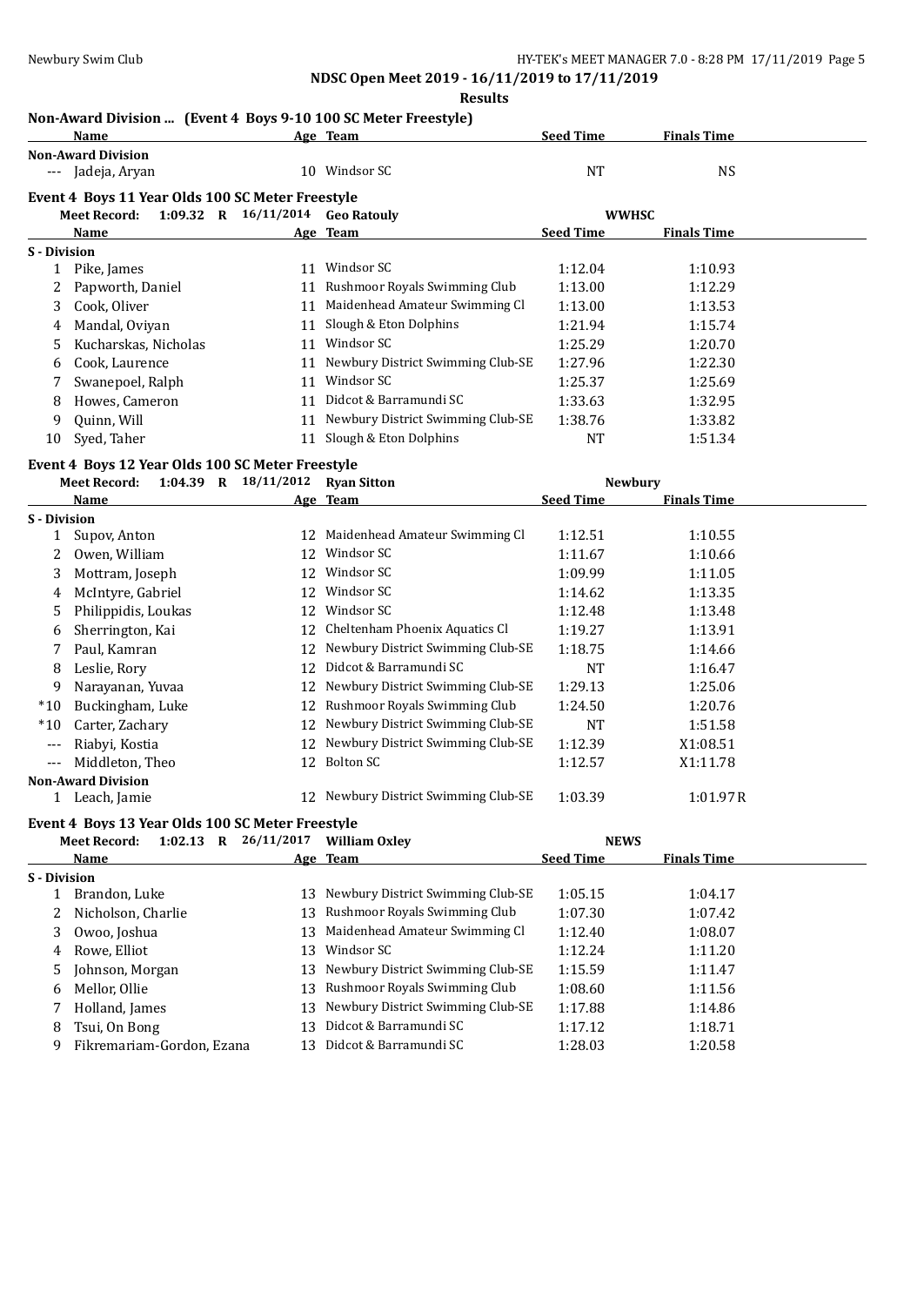## NDSC Open Meet 2019 - 16/11/2019 to 17/11/2019

### Results

#### Non-Award Division ... (Event 4 Boys 9-10 100 SC Meter Freestyle)

| | Name | Age | Team | Seed Time | Finals Time |
|---|---|---|---|---|---|
| **Non-Award Division** | | | | | |
| --- | Jadeja, Aryan | 10 | Windsor SC | NT | NS |

#### Event 4 Boys 11 Year Olds 100 SC Meter Freestyle

Meet Record: 1:09.32 R 16/11/2014 Geo Ratouly WWHSC

| | Name | Age | Team | Seed Time | Finals Time |
|---|---|---|---|---|---|
| **S - Division** | | | | | |
| 1 | Pike, James | 11 | Windsor SC | 1:12.04 | 1:10.93 |
| 2 | Papworth, Daniel | 11 | Rushmoor Royals Swimming Club | 1:13.00 | 1:12.29 |
| 3 | Cook, Oliver | 11 | Maidenhead Amateur Swimming Cl | 1:13.00 | 1:13.53 |
| 4 | Mandal, Oviyan | 11 | Slough & Eton Dolphins | 1:21.94 | 1:15.74 |
| 5 | Kucharskas, Nicholas | 11 | Windsor SC | 1:25.29 | 1:20.70 |
| 6 | Cook, Laurence | 11 | Newbury District Swimming Club-SE | 1:27.96 | 1:22.30 |
| 7 | Swanepoel, Ralph | 11 | Windsor SC | 1:25.37 | 1:25.69 |
| 8 | Howes, Cameron | 11 | Didcot & Barramundi SC | 1:33.63 | 1:32.95 |
| 9 | Quinn, Will | 11 | Newbury District Swimming Club-SE | 1:38.76 | 1:33.82 |
| 10 | Syed, Taher | 11 | Slough & Eton Dolphins | NT | 1:51.34 |

#### Event 4 Boys 12 Year Olds 100 SC Meter Freestyle

Meet Record: 1:04.39 R 18/11/2012 Ryan Sitton Newbury

| | Name | Age | Team | Seed Time | Finals Time |
|---|---|---|---|---|---|
| **S - Division** | | | | | |
| 1 | Supov, Anton | 12 | Maidenhead Amateur Swimming Cl | 1:12.51 | 1:10.55 |
| 2 | Owen, William | 12 | Windsor SC | 1:11.67 | 1:10.66 |
| 3 | Mottram, Joseph | 12 | Windsor SC | 1:09.99 | 1:11.05 |
| 4 | McIntyre, Gabriel | 12 | Windsor SC | 1:14.62 | 1:13.35 |
| 5 | Philippidis, Loukas | 12 | Windsor SC | 1:12.48 | 1:13.48 |
| 6 | Sherrington, Kai | 12 | Cheltenham Phoenix Aquatics Cl | 1:19.27 | 1:13.91 |
| 7 | Paul, Kamran | 12 | Newbury District Swimming Club-SE | 1:18.75 | 1:14.66 |
| 8 | Leslie, Rory | 12 | Didcot & Barramundi SC | NT | 1:16.47 |
| 9 | Narayanan, Yuvaa | 12 | Newbury District Swimming Club-SE | 1:29.13 | 1:25.06 |
| *10 | Buckingham, Luke | 12 | Rushmoor Royals Swimming Club | 1:24.50 | 1:20.76 |
| *10 | Carter, Zachary | 12 | Newbury District Swimming Club-SE | NT | 1:51.58 |
| --- | Riabyi, Kostia | 12 | Newbury District Swimming Club-SE | 1:12.39 | X1:08.51 |
| --- | Middleton, Theo | 12 | Bolton SC | 1:12.57 | X1:11.78 |
| **Non-Award Division** | | | | | |
| 1 | Leach, Jamie | 12 | Newbury District Swimming Club-SE | 1:03.39 | 1:01.97R |

#### Event 4 Boys 13 Year Olds 100 SC Meter Freestyle

Meet Record: 1:02.13 R 26/11/2017 William Oxley NEWS

| | Name | Age | Team | Seed Time | Finals Time |
|---|---|---|---|---|---|
| **S - Division** | | | | | |
| 1 | Brandon, Luke | 13 | Newbury District Swimming Club-SE | 1:05.15 | 1:04.17 |
| 2 | Nicholson, Charlie | 13 | Rushmoor Royals Swimming Club | 1:07.30 | 1:07.42 |
| 3 | Owoo, Joshua | 13 | Maidenhead Amateur Swimming Cl | 1:12.40 | 1:08.07 |
| 4 | Rowe, Elliot | 13 | Windsor SC | 1:12.24 | 1:11.20 |
| 5 | Johnson, Morgan | 13 | Newbury District Swimming Club-SE | 1:15.59 | 1:11.47 |
| 6 | Mellor, Ollie | 13 | Rushmoor Royals Swimming Club | 1:08.60 | 1:11.56 |
| 7 | Holland, James | 13 | Newbury District Swimming Club-SE | 1:17.88 | 1:14.86 |
| 8 | Tsui, On Bong | 13 | Didcot & Barramundi SC | 1:17.12 | 1:18.71 |
| 9 | Fikremariam-Gordon, Ezana | 13 | Didcot & Barramundi SC | 1:28.03 | 1:20.58 |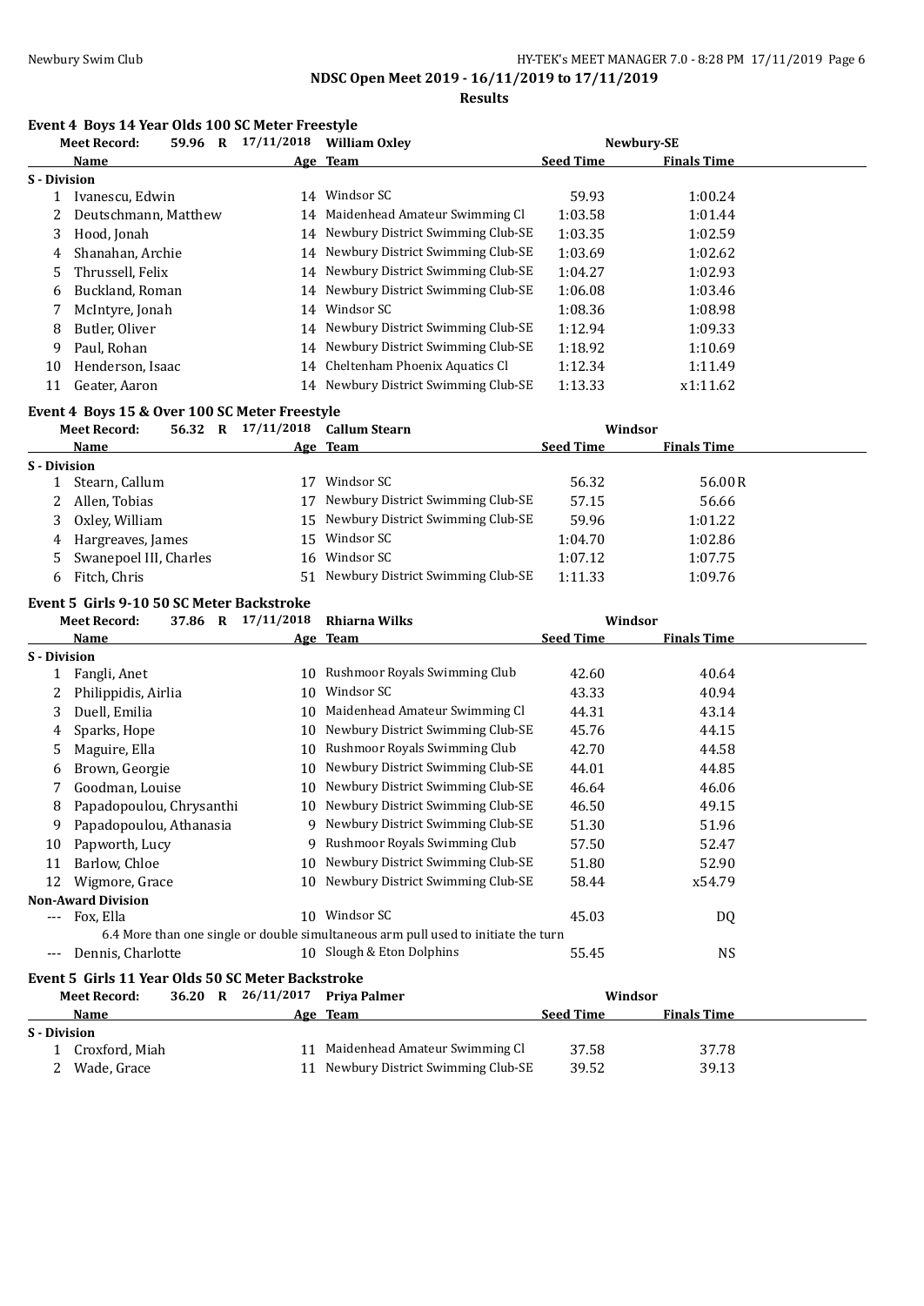## Event 4 Boys 14 Year Olds 100 SC Meter Freestyle

**Meet Record:** 59.96 R 17/11/2018 William Oxley — Newbury-SE

| | Name | Age | Team | Seed Time | Finals Time |
|---|---|---|---|---|---|
| **S - Division** | | | | | |
| 1 | Ivanescu, Edwin | 14 | Windsor SC | 59.93 | 1:00.24 |
| 2 | Deutschmann, Matthew | 14 | Maidenhead Amateur Swimming Cl | 1:03.58 | 1:01.44 |
| 3 | Hood, Jonah | 14 | Newbury District Swimming Club-SE | 1:03.35 | 1:02.59 |
| 4 | Shanahan, Archie | 14 | Newbury District Swimming Club-SE | 1:03.69 | 1:02.62 |
| 5 | Thrussell, Felix | 14 | Newbury District Swimming Club-SE | 1:04.27 | 1:02.93 |
| 6 | Buckland, Roman | 14 | Newbury District Swimming Club-SE | 1:06.08 | 1:03.46 |
| 7 | McIntyre, Jonah | 14 | Windsor SC | 1:08.36 | 1:08.98 |
| 8 | Butler, Oliver | 14 | Newbury District Swimming Club-SE | 1:12.94 | 1:09.33 |
| 9 | Paul, Rohan | 14 | Newbury District Swimming Club-SE | 1:18.92 | 1:10.69 |
| 10 | Henderson, Isaac | 14 | Cheltenham Phoenix Aquatics Cl | 1:12.34 | 1:11.49 |
| 11 | Geater, Aaron | 14 | Newbury District Swimming Club-SE | 1:13.33 | x1:11.62 |

## Event 4 Boys 15 & Over 100 SC Meter Freestyle

**Meet Record:** 56.32 R 17/11/2018 Callum Stearn — Windsor

| | Name | Age | Team | Seed Time | Finals Time |
|---|---|---|---|---|---|
| **S - Division** | | | | | |
| 1 | Stearn, Callum | 17 | Windsor SC | 56.32 | 56.00R |
| 2 | Allen, Tobias | 17 | Newbury District Swimming Club-SE | 57.15 | 56.66 |
| 3 | Oxley, William | 15 | Newbury District Swimming Club-SE | 59.96 | 1:01.22 |
| 4 | Hargreaves, James | 15 | Windsor SC | 1:04.70 | 1:02.86 |
| 5 | Swanepoel III, Charles | 16 | Windsor SC | 1:07.12 | 1:07.75 |
| 6 | Fitch, Chris | 51 | Newbury District Swimming Club-SE | 1:11.33 | 1:09.76 |

## Event 5 Girls 9-10 50 SC Meter Backstroke

**Meet Record:** 37.86 R 17/11/2018 Rhiarna Wilks — Windsor

| | Name | Age | Team | Seed Time | Finals Time |
|---|---|---|---|---|---|
| **S - Division** | | | | | |
| 1 | Fangli, Anet | 10 | Rushmoor Royals Swimming Club | 42.60 | 40.64 |
| 2 | Philippidis, Airlia | 10 | Windsor SC | 43.33 | 40.94 |
| 3 | Duell, Emilia | 10 | Maidenhead Amateur Swimming Cl | 44.31 | 43.14 |
| 4 | Sparks, Hope | 10 | Newbury District Swimming Club-SE | 45.76 | 44.15 |
| 5 | Maguire, Ella | 10 | Rushmoor Royals Swimming Club | 42.70 | 44.58 |
| 6 | Brown, Georgie | 10 | Newbury District Swimming Club-SE | 44.01 | 44.85 |
| 7 | Goodman, Louise | 10 | Newbury District Swimming Club-SE | 46.64 | 46.06 |
| 8 | Papadopoulou, Chrysanthi | 10 | Newbury District Swimming Club-SE | 46.50 | 49.15 |
| 9 | Papadopoulou, Athanasia | 9 | Newbury District Swimming Club-SE | 51.30 | 51.96 |
| 10 | Papworth, Lucy | 9 | Rushmoor Royals Swimming Club | 57.50 | 52.47 |
| 11 | Barlow, Chloe | 10 | Newbury District Swimming Club-SE | 51.80 | 52.90 |
| 12 | Wigmore, Grace | 10 | Newbury District Swimming Club-SE | 58.44 | x54.79 |
| **Non-Award Division** | | | | | |
| --- | Fox, Ella | 10 | Windsor SC | 45.03 | DQ |
| | 6.4 More than one single or double simultaneous arm pull used to initiate the turn | | | | |
| --- | Dennis, Charlotte | 10 | Slough & Eton Dolphins | 55.45 | NS |

## Event 5 Girls 11 Year Olds 50 SC Meter Backstroke

**Meet Record:** 36.20 R 26/11/2017 Priya Palmer — Windsor

| | Name | Age | Team | Seed Time | Finals Time |
|---|---|---|---|---|---|
| **S - Division** | | | | | |
| 1 | Croxford, Miah | 11 | Maidenhead Amateur Swimming Cl | 37.58 | 37.78 |
| 2 | Wade, Grace | 11 | Newbury District Swimming Club-SE | 39.52 | 39.13 |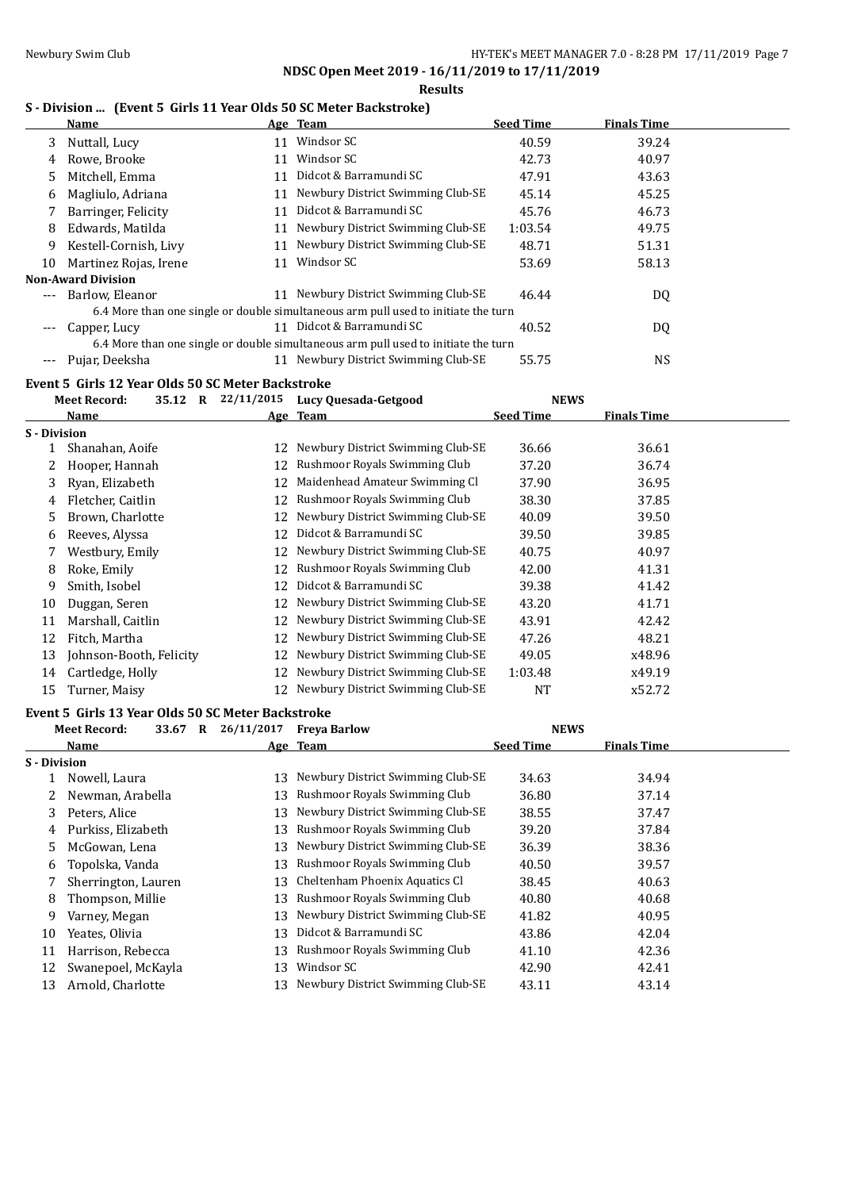# NDSC Open Meet 2019 - 16/11/2019 to 17/11/2019

## Results

### S - Division ... (Event 5 Girls 11 Year Olds 50 SC Meter Backstroke)

| | Name | Age | Team | Seed Time | Finals Time |
|---|---|---|---|---|---|
| 3 | Nuttall, Lucy | 11 | Windsor SC | 40.59 | 39.24 |
| 4 | Rowe, Brooke | 11 | Windsor SC | 42.73 | 40.97 |
| 5 | Mitchell, Emma | 11 | Didcot & Barramundi SC | 47.91 | 43.63 |
| 6 | Magliulo, Adriana | 11 | Newbury District Swimming Club-SE | 45.14 | 45.25 |
| 7 | Barringer, Felicity | 11 | Didcot & Barramundi SC | 45.76 | 46.73 |
| 8 | Edwards, Matilda | 11 | Newbury District Swimming Club-SE | 1:03.54 | 49.75 |
| 9 | Kestell-Cornish, Livy | 11 | Newbury District Swimming Club-SE | 48.71 | 51.31 |
| 10 | Martinez Rojas, Irene | 11 | Windsor SC | 53.69 | 58.13 |
| **Non-Award Division** | | | | | |
| --- | Barlow, Eleanor | 11 | Newbury District Swimming Club-SE | 46.44 | DQ |
| | 6.4 More than one single or double simultaneous arm pull used to initiate the turn | | | | |
| --- | Capper, Lucy | 11 | Didcot & Barramundi SC | 40.52 | DQ |
| | 6.4 More than one single or double simultaneous arm pull used to initiate the turn | | | | |
| --- | Pujar, Deeksha | 11 | Newbury District Swimming Club-SE | 55.75 | NS |

### Event 5 Girls 12 Year Olds 50 SC Meter Backstroke

Meet Record: 35.12 R 22/11/2015 Lucy Quesada-Getgood NEWS

| | Name | Age | Team | Seed Time | Finals Time |
|---|---|---|---|---|---|
| **S - Division** | | | | | |
| 1 | Shanahan, Aoife | 12 | Newbury District Swimming Club-SE | 36.66 | 36.61 |
| 2 | Hooper, Hannah | 12 | Rushmoor Royals Swimming Club | 37.20 | 36.74 |
| 3 | Ryan, Elizabeth | 12 | Maidenhead Amateur Swimming Cl | 37.90 | 36.95 |
| 4 | Fletcher, Caitlin | 12 | Rushmoor Royals Swimming Club | 38.30 | 37.85 |
| 5 | Brown, Charlotte | 12 | Newbury District Swimming Club-SE | 40.09 | 39.50 |
| 6 | Reeves, Alyssa | 12 | Didcot & Barramundi SC | 39.50 | 39.85 |
| 7 | Westbury, Emily | 12 | Newbury District Swimming Club-SE | 40.75 | 40.97 |
| 8 | Roke, Emily | 12 | Rushmoor Royals Swimming Club | 42.00 | 41.31 |
| 9 | Smith, Isobel | 12 | Didcot & Barramundi SC | 39.38 | 41.42 |
| 10 | Duggan, Seren | 12 | Newbury District Swimming Club-SE | 43.20 | 41.71 |
| 11 | Marshall, Caitlin | 12 | Newbury District Swimming Club-SE | 43.91 | 42.42 |
| 12 | Fitch, Martha | 12 | Newbury District Swimming Club-SE | 47.26 | 48.21 |
| 13 | Johnson-Booth, Felicity | 12 | Newbury District Swimming Club-SE | 49.05 | x48.96 |
| 14 | Cartledge, Holly | 12 | Newbury District Swimming Club-SE | 1:03.48 | x49.19 |
| 15 | Turner, Maisy | 12 | Newbury District Swimming Club-SE | NT | x52.72 |

### Event 5 Girls 13 Year Olds 50 SC Meter Backstroke

Meet Record: 33.67 R 26/11/2017 Freya Barlow NEWS

| | Name | Age | Team | Seed Time | Finals Time |
|---|---|---|---|---|---|
| **S - Division** | | | | | |
| 1 | Nowell, Laura | 13 | Newbury District Swimming Club-SE | 34.63 | 34.94 |
| 2 | Newman, Arabella | 13 | Rushmoor Royals Swimming Club | 36.80 | 37.14 |
| 3 | Peters, Alice | 13 | Newbury District Swimming Club-SE | 38.55 | 37.47 |
| 4 | Purkiss, Elizabeth | 13 | Rushmoor Royals Swimming Club | 39.20 | 37.84 |
| 5 | McGowan, Lena | 13 | Newbury District Swimming Club-SE | 36.39 | 38.36 |
| 6 | Topolska, Vanda | 13 | Rushmoor Royals Swimming Club | 40.50 | 39.57 |
| 7 | Sherrington, Lauren | 13 | Cheltenham Phoenix Aquatics Cl | 38.45 | 40.63 |
| 8 | Thompson, Millie | 13 | Rushmoor Royals Swimming Club | 40.80 | 40.68 |
| 9 | Varney, Megan | 13 | Newbury District Swimming Club-SE | 41.82 | 40.95 |
| 10 | Yeates, Olivia | 13 | Didcot & Barramundi SC | 43.86 | 42.04 |
| 11 | Harrison, Rebecca | 13 | Rushmoor Royals Swimming Club | 41.10 | 42.36 |
| 12 | Swanepoel, McKayla | 13 | Windsor SC | 42.90 | 42.41 |
| 13 | Arnold, Charlotte | 13 | Newbury District Swimming Club-SE | 43.11 | 43.14 |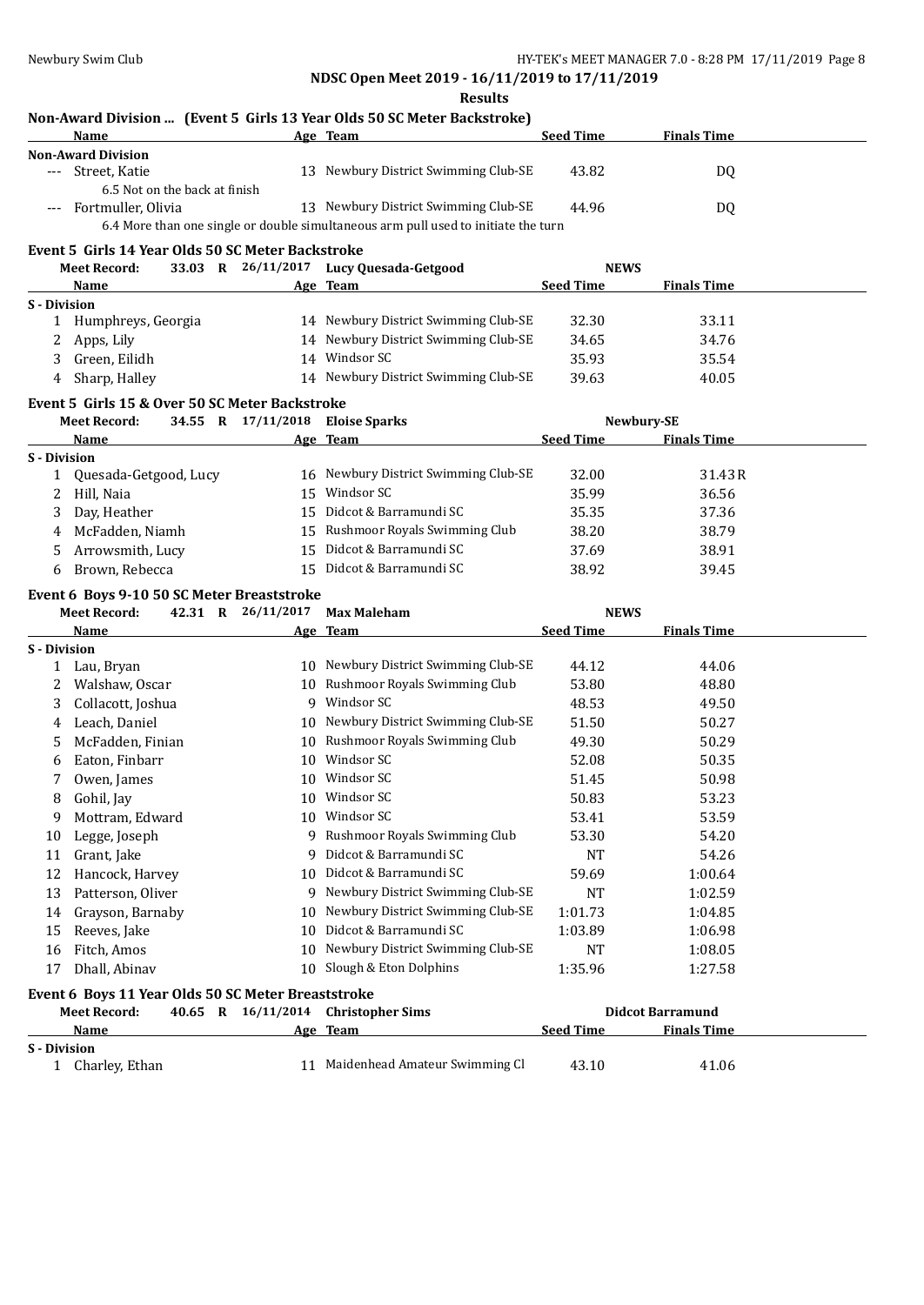NDSC Open Meet 2019 - 16/11/2019 to 17/11/2019

**Results**

### Non-Award Division ... (Event 5 Girls 13 Year Olds 50 SC Meter Backstroke)

| | Name | Age | Team | Seed Time | Finals Time |
|---|---|---|---|---|---|
| **Non-Award Division** | | | | | |
| --- | Street, Katie | 13 | Newbury District Swimming Club-SE | 43.82 | DQ |
| | 6.5 Not on the back at finish | | | | |
| --- | Fortmuller, Olivia | 13 | Newbury District Swimming Club-SE | 44.96 | DQ |
| | 6.4 More than one single or double simultaneous arm pull used to initiate the turn | | | | |

### Event 5 Girls 14 Year Olds 50 SC Meter Backstroke

Meet Record: 33.03 R 26/11/2017 Lucy Quesada-Getgood NEWS

| | Name | Age | Team | Seed Time | Finals Time |
|---|---|---|---|---|---|
| **S - Division** | | | | | |
| 1 | Humphreys, Georgia | 14 | Newbury District Swimming Club-SE | 32.30 | 33.11 |
| 2 | Apps, Lily | 14 | Newbury District Swimming Club-SE | 34.65 | 34.76 |
| 3 | Green, Eilidh | 14 | Windsor SC | 35.93 | 35.54 |
| 4 | Sharp, Halley | 14 | Newbury District Swimming Club-SE | 39.63 | 40.05 |

### Event 5 Girls 15 & Over 50 SC Meter Backstroke

Meet Record: 34.55 R 17/11/2018 Eloise Sparks Newbury-SE

| | Name | Age | Team | Seed Time | Finals Time |
|---|---|---|---|---|---|
| **S - Division** | | | | | |
| 1 | Quesada-Getgood, Lucy | 16 | Newbury District Swimming Club-SE | 32.00 | 31.43R |
| 2 | Hill, Naia | 15 | Windsor SC | 35.99 | 36.56 |
| 3 | Day, Heather | 15 | Didcot & Barramundi SC | 35.35 | 37.36 |
| 4 | McFadden, Niamh | 15 | Rushmoor Royals Swimming Club | 38.20 | 38.79 |
| 5 | Arrowsmith, Lucy | 15 | Didcot & Barramundi SC | 37.69 | 38.91 |
| 6 | Brown, Rebecca | 15 | Didcot & Barramundi SC | 38.92 | 39.45 |

### Event 6 Boys 9-10 50 SC Meter Breaststroke

Meet Record: 42.31 R 26/11/2017 Max Maleham NEWS

| | Name | Age | Team | Seed Time | Finals Time |
|---|---|---|---|---|---|
| **S - Division** | | | | | |
| 1 | Lau, Bryan | 10 | Newbury District Swimming Club-SE | 44.12 | 44.06 |
| 2 | Walshaw, Oscar | 10 | Rushmoor Royals Swimming Club | 53.80 | 48.80 |
| 3 | Collacott, Joshua | 9 | Windsor SC | 48.53 | 49.50 |
| 4 | Leach, Daniel | 10 | Newbury District Swimming Club-SE | 51.50 | 50.27 |
| 5 | McFadden, Finian | 10 | Rushmoor Royals Swimming Club | 49.30 | 50.29 |
| 6 | Eaton, Finbarr | 10 | Windsor SC | 52.08 | 50.35 |
| 7 | Owen, James | 10 | Windsor SC | 51.45 | 50.98 |
| 8 | Gohil, Jay | 10 | Windsor SC | 50.83 | 53.23 |
| 9 | Mottram, Edward | 10 | Windsor SC | 53.41 | 53.59 |
| 10 | Legge, Joseph | 9 | Rushmoor Royals Swimming Club | 53.30 | 54.20 |
| 11 | Grant, Jake | 9 | Didcot & Barramundi SC | NT | 54.26 |
| 12 | Hancock, Harvey | 10 | Didcot & Barramundi SC | 59.69 | 1:00.64 |
| 13 | Patterson, Oliver | 9 | Newbury District Swimming Club-SE | NT | 1:02.59 |
| 14 | Grayson, Barnaby | 10 | Newbury District Swimming Club-SE | 1:01.73 | 1:04.85 |
| 15 | Reeves, Jake | 10 | Didcot & Barramundi SC | 1:03.89 | 1:06.98 |
| 16 | Fitch, Amos | 10 | Newbury District Swimming Club-SE | NT | 1:08.05 |
| 17 | Dhall, Abinav | 10 | Slough & Eton Dolphins | 1:35.96 | 1:27.58 |

### Event 6 Boys 11 Year Olds 50 SC Meter Breaststroke

Meet Record: 40.65 R 16/11/2014 Christopher Sims Didcot Barramund

| | Name | Age | Team | Seed Time | Finals Time |
|---|---|---|---|---|---|
| **S - Division** | | | | | |
| 1 | Charley, Ethan | 11 | Maidenhead Amateur Swimming Cl | 43.10 | 41.06 |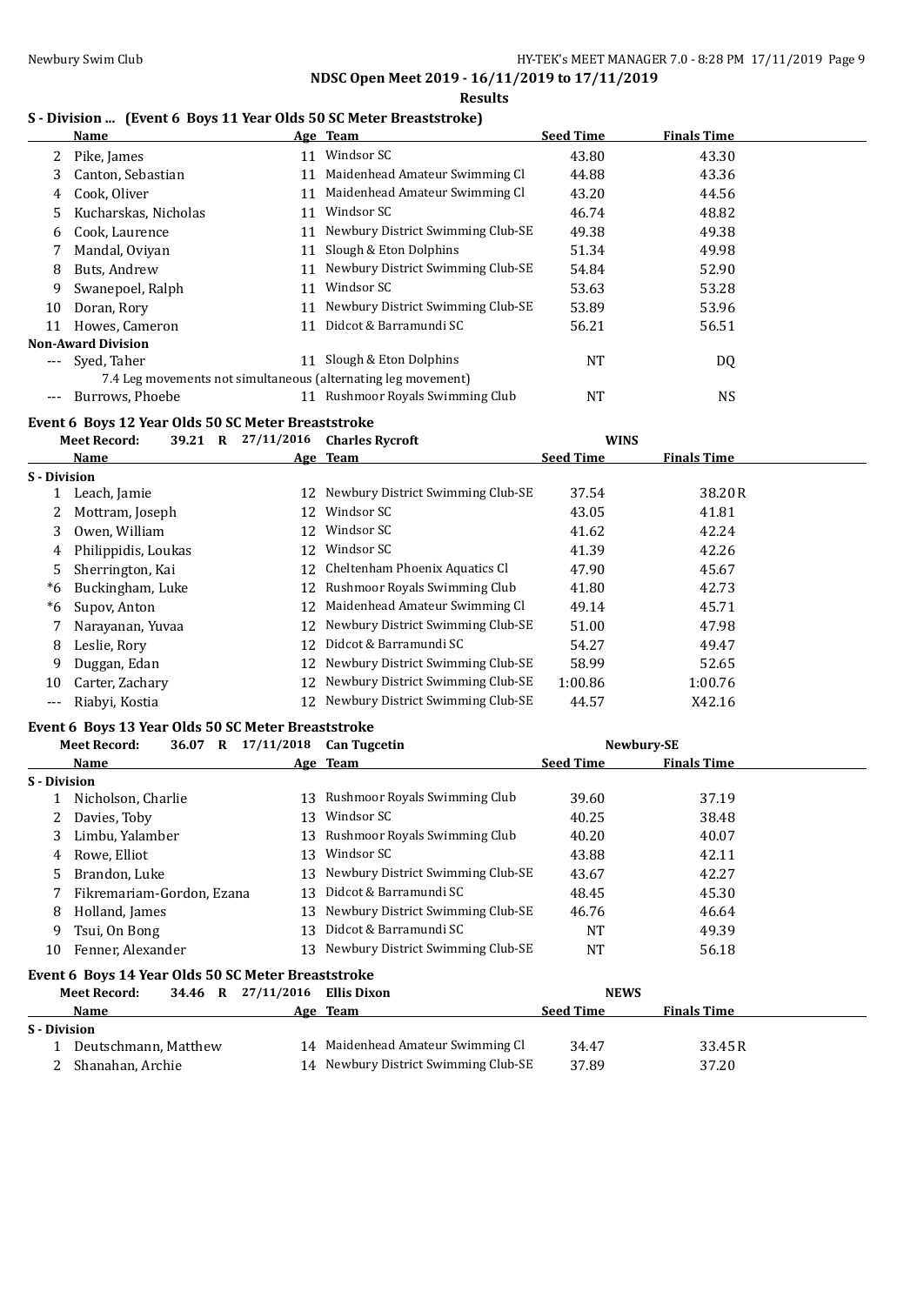## NDSC Open Meet 2019 - 16/11/2019 to 17/11/2019

### Results

### S - Division ... (Event 6 Boys 11 Year Olds 50 SC Meter Breaststroke)

| | Name | Age | Team | Seed Time | Finals Time |
|---|---|---|---|---|---|
| 2 | Pike, James | 11 | Windsor SC | 43.80 | 43.30 |
| 3 | Canton, Sebastian | 11 | Maidenhead Amateur Swimming Cl | 44.88 | 43.36 |
| 4 | Cook, Oliver | 11 | Maidenhead Amateur Swimming Cl | 43.20 | 44.56 |
| 5 | Kucharskas, Nicholas | 11 | Windsor SC | 46.74 | 48.82 |
| 6 | Cook, Laurence | 11 | Newbury District Swimming Club-SE | 49.38 | 49.38 |
| 7 | Mandal, Oviyan | 11 | Slough & Eton Dolphins | 51.34 | 49.98 |
| 8 | Buts, Andrew | 11 | Newbury District Swimming Club-SE | 54.84 | 52.90 |
| 9 | Swanepoel, Ralph | 11 | Windsor SC | 53.63 | 53.28 |
| 10 | Doran, Rory | 11 | Newbury District Swimming Club-SE | 53.89 | 53.96 |
| 11 | Howes, Cameron | 11 | Didcot & Barramundi SC | 56.21 | 56.51 |
| **Non-Award Division** | | | | | |
| --- | Syed, Taher | 11 | Slough & Eton Dolphins | NT | DQ |
| | 7.4 Leg movements not simultaneous (alternating leg movement) | | | | |
| --- | Burrows, Phoebe | 11 | Rushmoor Royals Swimming Club | NT | NS |

### Event 6 Boys 12 Year Olds 50 SC Meter Breaststroke

**Meet Record:** 39.21 R 27/11/2016 Charles Rycroft WINS

| | Name | Age | Team | Seed Time | Finals Time |
|---|---|---|---|---|---|
| **S - Division** | | | | | |
| 1 | Leach, Jamie | 12 | Newbury District Swimming Club-SE | 37.54 | 38.20R |
| 2 | Mottram, Joseph | 12 | Windsor SC | 43.05 | 41.81 |
| 3 | Owen, William | 12 | Windsor SC | 41.62 | 42.24 |
| 4 | Philippidis, Loukas | 12 | Windsor SC | 41.39 | 42.26 |
| 5 | Sherrington, Kai | 12 | Cheltenham Phoenix Aquatics Cl | 47.90 | 45.67 |
| *6 | Buckingham, Luke | 12 | Rushmoor Royals Swimming Club | 41.80 | 42.73 |
| *6 | Supov, Anton | 12 | Maidenhead Amateur Swimming Cl | 49.14 | 45.71 |
| 7 | Narayanan, Yuvaa | 12 | Newbury District Swimming Club-SE | 51.00 | 47.98 |
| 8 | Leslie, Rory | 12 | Didcot & Barramundi SC | 54.27 | 49.47 |
| 9 | Duggan, Edan | 12 | Newbury District Swimming Club-SE | 58.99 | 52.65 |
| 10 | Carter, Zachary | 12 | Newbury District Swimming Club-SE | 1:00.86 | 1:00.76 |
| --- | Riabyi, Kostia | 12 | Newbury District Swimming Club-SE | 44.57 | X42.16 |

### Event 6 Boys 13 Year Olds 50 SC Meter Breaststroke

**Meet Record:** 36.07 R 17/11/2018 Can Tugcetin Newbury-SE

| | Name | Age | Team | Seed Time | Finals Time |
|---|---|---|---|---|---|
| **S - Division** | | | | | |
| 1 | Nicholson, Charlie | 13 | Rushmoor Royals Swimming Club | 39.60 | 37.19 |
| 2 | Davies, Toby | 13 | Windsor SC | 40.25 | 38.48 |
| 3 | Limbu, Yalamber | 13 | Rushmoor Royals Swimming Club | 40.20 | 40.07 |
| 4 | Rowe, Elliot | 13 | Windsor SC | 43.88 | 42.11 |
| 5 | Brandon, Luke | 13 | Newbury District Swimming Club-SE | 43.67 | 42.27 |
| 7 | Fikremariam-Gordon, Ezana | 13 | Didcot & Barramundi SC | 48.45 | 45.30 |
| 8 | Holland, James | 13 | Newbury District Swimming Club-SE | 46.76 | 46.64 |
| 9 | Tsui, On Bong | 13 | Didcot & Barramundi SC | NT | 49.39 |
| 10 | Fenner, Alexander | 13 | Newbury District Swimming Club-SE | NT | 56.18 |

### Event 6 Boys 14 Year Olds 50 SC Meter Breaststroke

**Meet Record:** 34.46 R 27/11/2016 Ellis Dixon NEWS

| | Name | Age | Team | Seed Time | Finals Time |
|---|---|---|---|---|---|
| **S - Division** | | | | | |
| 1 | Deutschmann, Matthew | 14 | Maidenhead Amateur Swimming Cl | 34.47 | 33.45R |
| 2 | Shanahan, Archie | 14 | Newbury District Swimming Club-SE | 37.89 | 37.20 |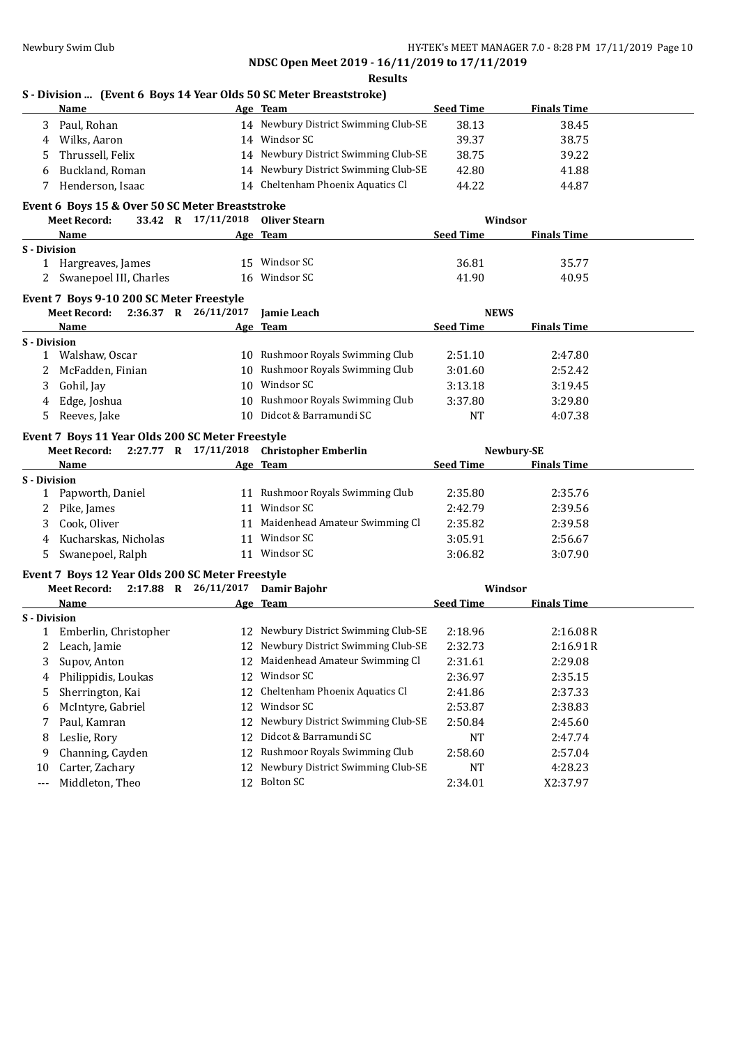**NDSC Open Meet 2019 - 16/11/2019 to 17/11/2019**

**Results**

### S - Division ... (Event 6 Boys 14 Year Olds 50 SC Meter Breaststroke)

| | Name | Age | Team | Seed Time | Finals Time |
|---|---|---|---|---|---|
| 3 | Paul, Rohan | 14 | Newbury District Swimming Club-SE | 38.13 | 38.45 |
| 4 | Wilks, Aaron | 14 | Windsor SC | 39.37 | 38.75 |
| 5 | Thrussell, Felix | 14 | Newbury District Swimming Club-SE | 38.75 | 39.22 |
| 6 | Buckland, Roman | 14 | Newbury District Swimming Club-SE | 42.80 | 41.88 |
| 7 | Henderson, Isaac | 14 | Cheltenham Phoenix Aquatics Cl | 44.22 | 44.87 |

### Event 6 Boys 15 & Over 50 SC Meter Breaststroke

**Meet Record:** 33.42 R 17/11/2018 Oliver Stearn — Windsor

| | Name | Age | Team | Seed Time | Finals Time |
|---|---|---|---|---|---|
| **S - Division** | | | | | |
| 1 | Hargreaves, James | 15 | Windsor SC | 36.81 | 35.77 |
| 2 | Swanepoel III, Charles | 16 | Windsor SC | 41.90 | 40.95 |

### Event 7 Boys 9-10 200 SC Meter Freestyle

**Meet Record:** 2:36.37 R 26/11/2017 Jamie Leach — NEWS

| | Name | Age | Team | Seed Time | Finals Time |
|---|---|---|---|---|---|
| **S - Division** | | | | | |
| 1 | Walshaw, Oscar | 10 | Rushmoor Royals Swimming Club | 2:51.10 | 2:47.80 |
| 2 | McFadden, Finian | 10 | Rushmoor Royals Swimming Club | 3:01.60 | 2:52.42 |
| 3 | Gohil, Jay | 10 | Windsor SC | 3:13.18 | 3:19.45 |
| 4 | Edge, Joshua | 10 | Rushmoor Royals Swimming Club | 3:37.80 | 3:29.80 |
| 5 | Reeves, Jake | 10 | Didcot & Barramundi SC | NT | 4:07.38 |

### Event 7 Boys 11 Year Olds 200 SC Meter Freestyle

**Meet Record:** 2:27.77 R 17/11/2018 Christopher Emberlin — Newbury-SE

| | Name | Age | Team | Seed Time | Finals Time |
|---|---|---|---|---|---|
| **S - Division** | | | | | |
| 1 | Papworth, Daniel | 11 | Rushmoor Royals Swimming Club | 2:35.80 | 2:35.76 |
| 2 | Pike, James | 11 | Windsor SC | 2:42.79 | 2:39.56 |
| 3 | Cook, Oliver | 11 | Maidenhead Amateur Swimming Cl | 2:35.82 | 2:39.58 |
| 4 | Kucharskas, Nicholas | 11 | Windsor SC | 3:05.91 | 2:56.67 |
| 5 | Swanepoel, Ralph | 11 | Windsor SC | 3:06.82 | 3:07.90 |

### Event 7 Boys 12 Year Olds 200 SC Meter Freestyle

**Meet Record:** 2:17.88 R 26/11/2017 Damir Bajohr — Windsor

| | Name | Age | Team | Seed Time | Finals Time |
|---|---|---|---|---|---|
| **S - Division** | | | | | |
| 1 | Emberlin, Christopher | 12 | Newbury District Swimming Club-SE | 2:18.96 | 2:16.08R |
| 2 | Leach, Jamie | 12 | Newbury District Swimming Club-SE | 2:32.73 | 2:16.91R |
| 3 | Supov, Anton | 12 | Maidenhead Amateur Swimming Cl | 2:31.61 | 2:29.08 |
| 4 | Philippidis, Loukas | 12 | Windsor SC | 2:36.97 | 2:35.15 |
| 5 | Sherrington, Kai | 12 | Cheltenham Phoenix Aquatics Cl | 2:41.86 | 2:37.33 |
| 6 | McIntyre, Gabriel | 12 | Windsor SC | 2:53.87 | 2:38.83 |
| 7 | Paul, Kamran | 12 | Newbury District Swimming Club-SE | 2:50.84 | 2:45.60 |
| 8 | Leslie, Rory | 12 | Didcot & Barramundi SC | NT | 2:47.74 |
| 9 | Channing, Cayden | 12 | Rushmoor Royals Swimming Club | 2:58.60 | 2:57.04 |
| 10 | Carter, Zachary | 12 | Newbury District Swimming Club-SE | NT | 4:28.23 |
| --- | Middleton, Theo | 12 | Bolton SC | 2:34.01 | X2:37.97 |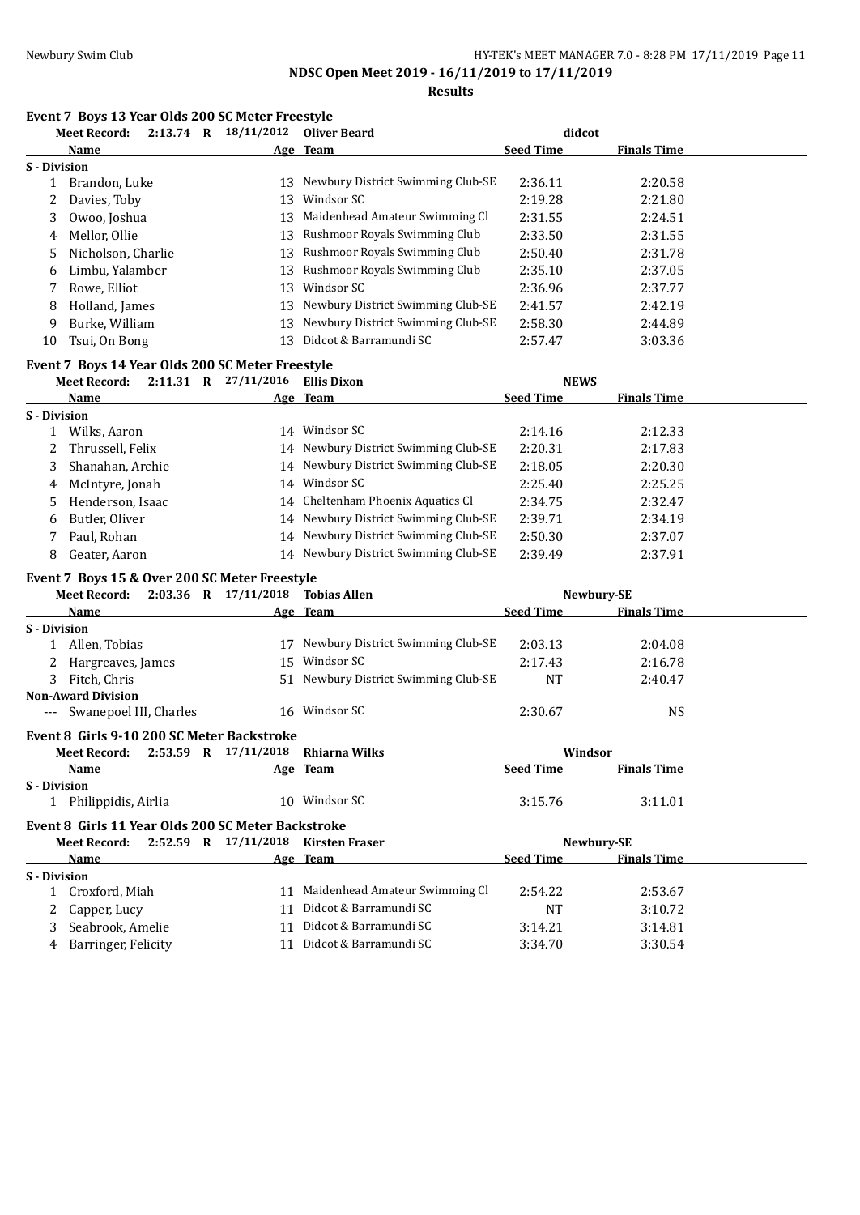**NDSC Open Meet 2019 - 16/11/2019 to 17/11/2019**

**Results**

### Event 7 Boys 13 Year Olds 200 SC Meter Freestyle

**Meet Record:** 2:13.74 R 18/11/2012 Oliver Beard didcot

| | Name | Age | Team | Seed Time | Finals Time |
|---|---|---|---|---|---|
| **S - Division** | | | | | |
| 1 | Brandon, Luke | 13 | Newbury District Swimming Club-SE | 2:36.11 | 2:20.58 |
| 2 | Davies, Toby | 13 | Windsor SC | 2:19.28 | 2:21.80 |
| 3 | Owoo, Joshua | 13 | Maidenhead Amateur Swimming Cl | 2:31.55 | 2:24.51 |
| 4 | Mellor, Ollie | 13 | Rushmoor Royals Swimming Club | 2:33.50 | 2:31.55 |
| 5 | Nicholson, Charlie | 13 | Rushmoor Royals Swimming Club | 2:50.40 | 2:31.78 |
| 6 | Limbu, Yalamber | 13 | Rushmoor Royals Swimming Club | 2:35.10 | 2:37.05 |
| 7 | Rowe, Elliot | 13 | Windsor SC | 2:36.96 | 2:37.77 |
| 8 | Holland, James | 13 | Newbury District Swimming Club-SE | 2:41.57 | 2:42.19 |
| 9 | Burke, William | 13 | Newbury District Swimming Club-SE | 2:58.30 | 2:44.89 |
| 10 | Tsui, On Bong | 13 | Didcot & Barramundi SC | 2:57.47 | 3:03.36 |

### Event 7 Boys 14 Year Olds 200 SC Meter Freestyle

**Meet Record:** 2:11.31 R 27/11/2016 Ellis Dixon NEWS

| | Name | Age | Team | Seed Time | Finals Time |
|---|---|---|---|---|---|
| **S - Division** | | | | | |
| 1 | Wilks, Aaron | 14 | Windsor SC | 2:14.16 | 2:12.33 |
| 2 | Thrussell, Felix | 14 | Newbury District Swimming Club-SE | 2:20.31 | 2:17.83 |
| 3 | Shanahan, Archie | 14 | Newbury District Swimming Club-SE | 2:18.05 | 2:20.30 |
| 4 | McIntyre, Jonah | 14 | Windsor SC | 2:25.40 | 2:25.25 |
| 5 | Henderson, Isaac | 14 | Cheltenham Phoenix Aquatics Cl | 2:34.75 | 2:32.47 |
| 6 | Butler, Oliver | 14 | Newbury District Swimming Club-SE | 2:39.71 | 2:34.19 |
| 7 | Paul, Rohan | 14 | Newbury District Swimming Club-SE | 2:50.30 | 2:37.07 |
| 8 | Geater, Aaron | 14 | Newbury District Swimming Club-SE | 2:39.49 | 2:37.91 |

### Event 7 Boys 15 & Over 200 SC Meter Freestyle

**Meet Record:** 2:03.36 R 17/11/2018 Tobias Allen Newbury-SE

| | Name | Age | Team | Seed Time | Finals Time |
|---|---|---|---|---|---|
| **S - Division** | | | | | |
| 1 | Allen, Tobias | 17 | Newbury District Swimming Club-SE | 2:03.13 | 2:04.08 |
| 2 | Hargreaves, James | 15 | Windsor SC | 2:17.43 | 2:16.78 |
| 3 | Fitch, Chris | 51 | Newbury District Swimming Club-SE | NT | 2:40.47 |
| **Non-Award Division** | | | | | |
| --- | Swanepoel III, Charles | 16 | Windsor SC | 2:30.67 | NS |

### Event 8 Girls 9-10 200 SC Meter Backstroke

**Meet Record:** 2:53.59 R 17/11/2018 Rhiarna Wilks Windsor

| | Name | Age | Team | Seed Time | Finals Time |
|---|---|---|---|---|---|
| **S - Division** | | | | | |
| 1 | Philippidis, Airlia | 10 | Windsor SC | 3:15.76 | 3:11.01 |

### Event 8 Girls 11 Year Olds 200 SC Meter Backstroke

**Meet Record:** 2:52.59 R 17/11/2018 Kirsten Fraser Newbury-SE

| | Name | Age | Team | Seed Time | Finals Time |
|---|---|---|---|---|---|
| **S - Division** | | | | | |
| 1 | Croxford, Miah | 11 | Maidenhead Amateur Swimming Cl | 2:54.22 | 2:53.67 |
| 2 | Capper, Lucy | 11 | Didcot & Barramundi SC | NT | 3:10.72 |
| 3 | Seabrook, Amelie | 11 | Didcot & Barramundi SC | 3:14.21 | 3:14.81 |
| 4 | Barringer, Felicity | 11 | Didcot & Barramundi SC | 3:34.70 | 3:30.54 |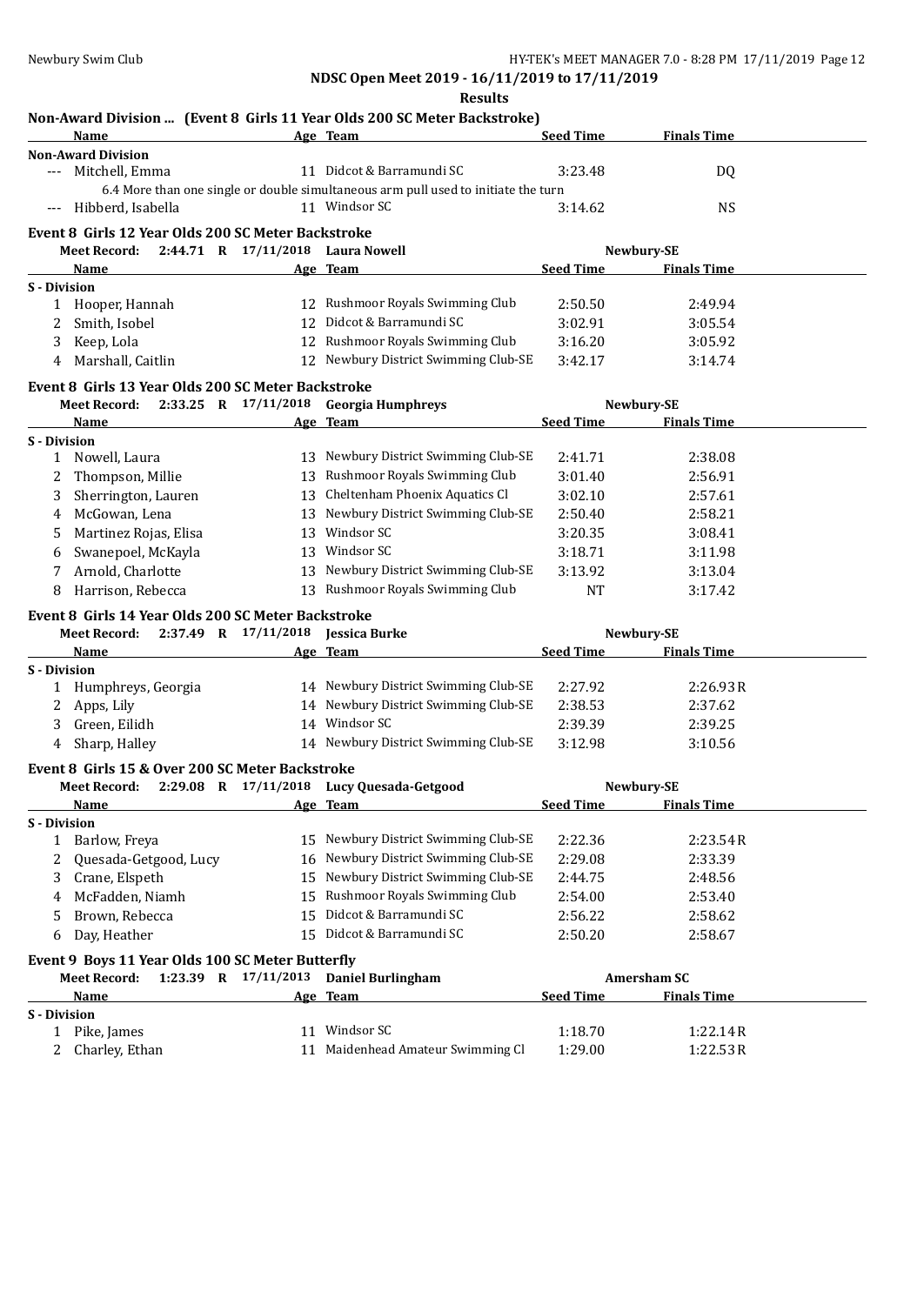## NDSC Open Meet 2019 - 16/11/2019 to 17/11/2019

### Results

### Non-Award Division ... (Event 8 Girls 11 Year Olds 200 SC Meter Backstroke)

| | Name | Age | Team | Seed Time | Finals Time |
|---|---|---|---|---|---|
| **Non-Award Division** | | | | | |
| --- | Mitchell, Emma | 11 | Didcot & Barramundi SC | 3:23.48 | DQ |
| | 6.4 More than one single or double simultaneous arm pull used to initiate the turn | | | | |
| --- | Hibberd, Isabella | 11 | Windsor SC | 3:14.62 | NS |

### Event 8 Girls 12 Year Olds 200 SC Meter Backstroke

**Meet Record:** 2:44.71 R 17/11/2018 Laura Nowell — Newbury-SE

| | Name | Age | Team | Seed Time | Finals Time |
|---|---|---|---|---|---|
| **S - Division** | | | | | |
| 1 | Hooper, Hannah | 12 | Rushmoor Royals Swimming Club | 2:50.50 | 2:49.94 |
| 2 | Smith, Isobel | 12 | Didcot & Barramundi SC | 3:02.91 | 3:05.54 |
| 3 | Keep, Lola | 12 | Rushmoor Royals Swimming Club | 3:16.20 | 3:05.92 |
| 4 | Marshall, Caitlin | 12 | Newbury District Swimming Club-SE | 3:42.17 | 3:14.74 |

### Event 8 Girls 13 Year Olds 200 SC Meter Backstroke

**Meet Record:** 2:33.25 R 17/11/2018 Georgia Humphreys — Newbury-SE

| | Name | Age | Team | Seed Time | Finals Time |
|---|---|---|---|---|---|
| **S - Division** | | | | | |
| 1 | Nowell, Laura | 13 | Newbury District Swimming Club-SE | 2:41.71 | 2:38.08 |
| 2 | Thompson, Millie | 13 | Rushmoor Royals Swimming Club | 3:01.40 | 2:56.91 |
| 3 | Sherrington, Lauren | 13 | Cheltenham Phoenix Aquatics Cl | 3:02.10 | 2:57.61 |
| 4 | McGowan, Lena | 13 | Newbury District Swimming Club-SE | 2:50.40 | 2:58.21 |
| 5 | Martinez Rojas, Elisa | 13 | Windsor SC | 3:20.35 | 3:08.41 |
| 6 | Swanepoel, McKayla | 13 | Windsor SC | 3:18.71 | 3:11.98 |
| 7 | Arnold, Charlotte | 13 | Newbury District Swimming Club-SE | 3:13.92 | 3:13.04 |
| 8 | Harrison, Rebecca | 13 | Rushmoor Royals Swimming Club | NT | 3:17.42 |

### Event 8 Girls 14 Year Olds 200 SC Meter Backstroke

**Meet Record:** 2:37.49 R 17/11/2018 Jessica Burke — Newbury-SE

| | Name | Age | Team | Seed Time | Finals Time |
|---|---|---|---|---|---|
| **S - Division** | | | | | |
| 1 | Humphreys, Georgia | 14 | Newbury District Swimming Club-SE | 2:27.92 | 2:26.93R |
| 2 | Apps, Lily | 14 | Newbury District Swimming Club-SE | 2:38.53 | 2:37.62 |
| 3 | Green, Eilidh | 14 | Windsor SC | 2:39.39 | 2:39.25 |
| 4 | Sharp, Halley | 14 | Newbury District Swimming Club-SE | 3:12.98 | 3:10.56 |

### Event 8 Girls 15 & Over 200 SC Meter Backstroke

**Meet Record:** 2:29.08 R 17/11/2018 Lucy Quesada-Getgood — Newbury-SE

| | Name | Age | Team | Seed Time | Finals Time |
|---|---|---|---|---|---|
| **S - Division** | | | | | |
| 1 | Barlow, Freya | 15 | Newbury District Swimming Club-SE | 2:22.36 | 2:23.54R |
| 2 | Quesada-Getgood, Lucy | 16 | Newbury District Swimming Club-SE | 2:29.08 | 2:33.39 |
| 3 | Crane, Elspeth | 15 | Newbury District Swimming Club-SE | 2:44.75 | 2:48.56 |
| 4 | McFadden, Niamh | 15 | Rushmoor Royals Swimming Club | 2:54.00 | 2:53.40 |
| 5 | Brown, Rebecca | 15 | Didcot & Barramundi SC | 2:56.22 | 2:58.62 |
| 6 | Day, Heather | 15 | Didcot & Barramundi SC | 2:50.20 | 2:58.67 |

### Event 9 Boys 11 Year Olds 100 SC Meter Butterfly

**Meet Record:** 1:23.39 R 17/11/2013 Daniel Burlingham — Amersham SC

| | Name | Age | Team | Seed Time | Finals Time |
|---|---|---|---|---|---|
| **S - Division** | | | | | |
| 1 | Pike, James | 11 | Windsor SC | 1:18.70 | 1:22.14R |
| 2 | Charley, Ethan | 11 | Maidenhead Amateur Swimming Cl | 1:29.00 | 1:22.53R |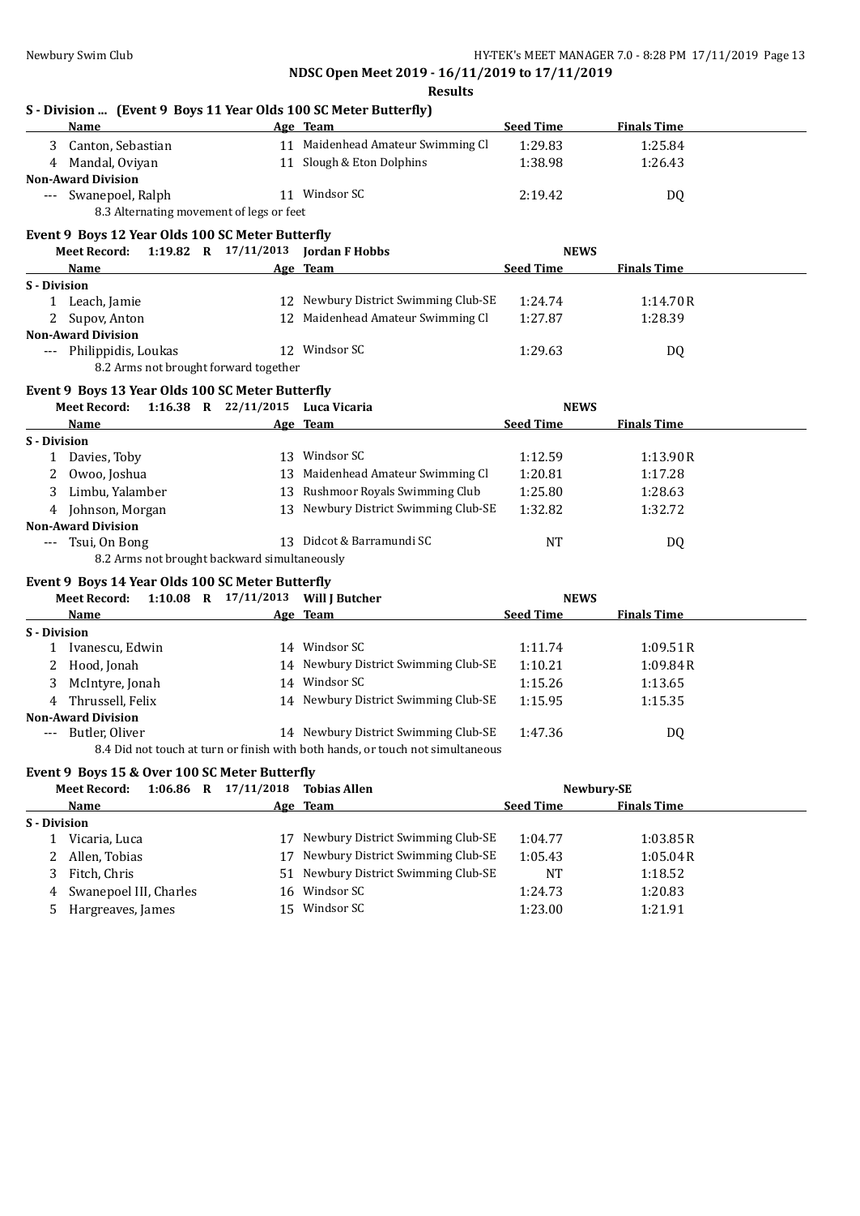## NDSC Open Meet 2019 - 16/11/2019 to 17/11/2019

### Results

**S - Division ... (Event 9 Boys 11 Year Olds 100 SC Meter Butterfly)**

| | Name | Age | Team | Seed Time | Finals Time |
|---|---|---|---|---|---|
| 3 | Canton, Sebastian | 11 | Maidenhead Amateur Swimming Cl | 1:29.83 | 1:25.84 |
| 4 | Mandal, Oviyan | 11 | Slough & Eton Dolphins | 1:38.98 | 1:26.43 |
| **Non-Award Division** | | | | | |
| --- | Swanepoel, Ralph | 11 | Windsor SC | 2:19.42 | DQ |
| | 8.3 Alternating movement of legs or feet | | | | |

**Event 9 Boys 12 Year Olds 100 SC Meter Butterfly**

Meet Record: 1:19.82 R 17/11/2013 Jordan F Hobbs — NEWS

| | Name | Age | Team | Seed Time | Finals Time |
|---|---|---|---|---|---|
| **S - Division** | | | | | |
| 1 | Leach, Jamie | 12 | Newbury District Swimming Club-SE | 1:24.74 | 1:14.70R |
| 2 | Supov, Anton | 12 | Maidenhead Amateur Swimming Cl | 1:27.87 | 1:28.39 |
| **Non-Award Division** | | | | | |
| --- | Philippidis, Loukas | 12 | Windsor SC | 1:29.63 | DQ |
| | 8.2 Arms not brought forward together | | | | |

**Event 9 Boys 13 Year Olds 100 SC Meter Butterfly**

Meet Record: 1:16.38 R 22/11/2015 Luca Vicaria — NEWS

| | Name | Age | Team | Seed Time | Finals Time |
|---|---|---|---|---|---|
| **S - Division** | | | | | |
| 1 | Davies, Toby | 13 | Windsor SC | 1:12.59 | 1:13.90R |
| 2 | Owoo, Joshua | 13 | Maidenhead Amateur Swimming Cl | 1:20.81 | 1:17.28 |
| 3 | Limbu, Yalamber | 13 | Rushmoor Royals Swimming Club | 1:25.80 | 1:28.63 |
| 4 | Johnson, Morgan | 13 | Newbury District Swimming Club-SE | 1:32.82 | 1:32.72 |
| **Non-Award Division** | | | | | |
| --- | Tsui, On Bong | 13 | Didcot & Barramundi SC | NT | DQ |
| | 8.2 Arms not brought backward simultaneously | | | | |

**Event 9 Boys 14 Year Olds 100 SC Meter Butterfly**

Meet Record: 1:10.08 R 17/11/2013 Will J Butcher — NEWS

| | Name | Age | Team | Seed Time | Finals Time |
|---|---|---|---|---|---|
| **S - Division** | | | | | |
| 1 | Ivanescu, Edwin | 14 | Windsor SC | 1:11.74 | 1:09.51R |
| 2 | Hood, Jonah | 14 | Newbury District Swimming Club-SE | 1:10.21 | 1:09.84R |
| 3 | McIntyre, Jonah | 14 | Windsor SC | 1:15.26 | 1:13.65 |
| 4 | Thrussell, Felix | 14 | Newbury District Swimming Club-SE | 1:15.95 | 1:15.35 |
| **Non-Award Division** | | | | | |
| --- | Butler, Oliver | 14 | Newbury District Swimming Club-SE | 1:47.36 | DQ |
| | 8.4 Did not touch at turn or finish with both hands, or touch not simultaneous | | | | |

**Event 9 Boys 15 & Over 100 SC Meter Butterfly**

Meet Record: 1:06.86 R 17/11/2018 Tobias Allen — Newbury-SE

| | Name | Age | Team | Seed Time | Finals Time |
|---|---|---|---|---|---|
| **S - Division** | | | | | |
| 1 | Vicaria, Luca | 17 | Newbury District Swimming Club-SE | 1:04.77 | 1:03.85R |
| 2 | Allen, Tobias | 17 | Newbury District Swimming Club-SE | 1:05.43 | 1:05.04R |
| 3 | Fitch, Chris | 51 | Newbury District Swimming Club-SE | NT | 1:18.52 |
| 4 | Swanepoel III, Charles | 16 | Windsor SC | 1:24.73 | 1:20.83 |
| 5 | Hargreaves, James | 15 | Windsor SC | 1:23.00 | 1:21.91 |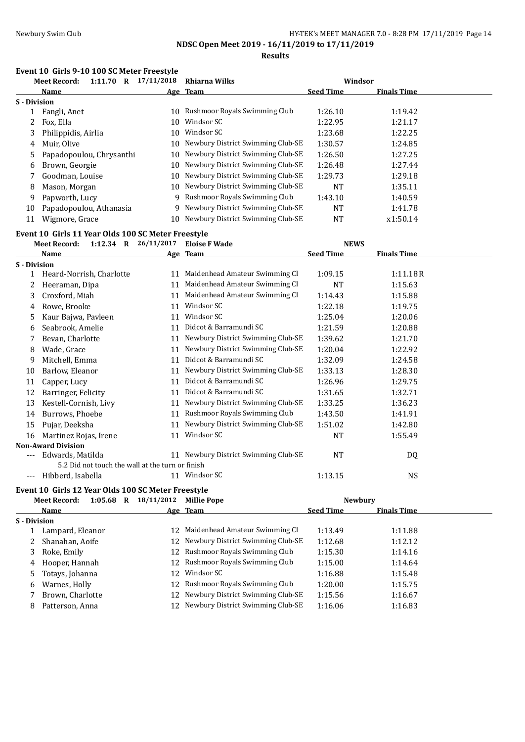**NDSC Open Meet 2019 - 16/11/2019 to 17/11/2019**

**Results**

### Event 10 Girls 9-10 100 SC Meter Freestyle

Meet Record: 1:11.70 R 17/11/2018 Rhiarna Wilks Windsor

| | Name | Age | Team | Seed Time | Finals Time |
|---|---|---|---|---|---|
| **S - Division** | | | | | |
| 1 | Fangli, Anet | 10 | Rushmoor Royals Swimming Club | 1:26.10 | 1:19.42 |
| 2 | Fox, Ella | 10 | Windsor SC | 1:22.95 | 1:21.17 |
| 3 | Philippidis, Airlia | 10 | Windsor SC | 1:23.68 | 1:22.25 |
| 4 | Muir, Olive | 10 | Newbury District Swimming Club-SE | 1:30.57 | 1:24.85 |
| 5 | Papadopoulou, Chrysanthi | 10 | Newbury District Swimming Club-SE | 1:26.50 | 1:27.25 |
| 6 | Brown, Georgie | 10 | Newbury District Swimming Club-SE | 1:26.48 | 1:27.44 |
| 7 | Goodman, Louise | 10 | Newbury District Swimming Club-SE | 1:29.73 | 1:29.18 |
| 8 | Mason, Morgan | 10 | Newbury District Swimming Club-SE | NT | 1:35.11 |
| 9 | Papworth, Lucy | 9 | Rushmoor Royals Swimming Club | 1:43.10 | 1:40.59 |
| 10 | Papadopoulou, Athanasia | 9 | Newbury District Swimming Club-SE | NT | 1:41.78 |
| 11 | Wigmore, Grace | 10 | Newbury District Swimming Club-SE | NT | x1:50.14 |

### Event 10 Girls 11 Year Olds 100 SC Meter Freestyle

Meet Record: 1:12.34 R 26/11/2017 Eloise F Wade NEWS

| | Name | Age | Team | Seed Time | Finals Time |
|---|---|---|---|---|---|
| **S - Division** | | | | | |
| 1 | Heard-Norrish, Charlotte | 11 | Maidenhead Amateur Swimming Cl | 1:09.15 | 1:11.18R |
| 2 | Heeraman, Dipa | 11 | Maidenhead Amateur Swimming Cl | NT | 1:15.63 |
| 3 | Croxford, Miah | 11 | Maidenhead Amateur Swimming Cl | 1:14.43 | 1:15.88 |
| 4 | Rowe, Brooke | 11 | Windsor SC | 1:22.18 | 1:19.75 |
| 5 | Kaur Bajwa, Pavleen | 11 | Windsor SC | 1:25.04 | 1:20.06 |
| 6 | Seabrook, Amelie | 11 | Didcot & Barramundi SC | 1:21.59 | 1:20.88 |
| 7 | Bevan, Charlotte | 11 | Newbury District Swimming Club-SE | 1:39.62 | 1:21.70 |
| 8 | Wade, Grace | 11 | Newbury District Swimming Club-SE | 1:20.04 | 1:22.92 |
| 9 | Mitchell, Emma | 11 | Didcot & Barramundi SC | 1:32.09 | 1:24.58 |
| 10 | Barlow, Eleanor | 11 | Newbury District Swimming Club-SE | 1:33.13 | 1:28.30 |
| 11 | Capper, Lucy | 11 | Didcot & Barramundi SC | 1:26.96 | 1:29.75 |
| 12 | Barringer, Felicity | 11 | Didcot & Barramundi SC | 1:31.65 | 1:32.71 |
| 13 | Kestell-Cornish, Livy | 11 | Newbury District Swimming Club-SE | 1:33.25 | 1:36.23 |
| 14 | Burrows, Phoebe | 11 | Rushmoor Royals Swimming Club | 1:43.50 | 1:41.91 |
| 15 | Pujar, Deeksha | 11 | Newbury District Swimming Club-SE | 1:51.02 | 1:42.80 |
| 16 | Martinez Rojas, Irene | 11 | Windsor SC | NT | 1:55.49 |
| **Non-Award Division** | | | | | |
| --- | Edwards, Matilda | 11 | Newbury District Swimming Club-SE | NT | DQ |
| | 5.2 Did not touch the wall at the turn or finish | | | | |
| --- | Hibberd, Isabella | 11 | Windsor SC | 1:13.15 | NS |

### Event 10 Girls 12 Year Olds 100 SC Meter Freestyle

Meet Record: 1:05.68 R 18/11/2012 Millie Pope Newbury

| | Name | Age | Team | Seed Time | Finals Time |
|---|---|---|---|---|---|
| **S - Division** | | | | | |
| 1 | Lampard, Eleanor | 12 | Maidenhead Amateur Swimming Cl | 1:13.49 | 1:11.88 |
| 2 | Shanahan, Aoife | 12 | Newbury District Swimming Club-SE | 1:12.68 | 1:12.12 |
| 3 | Roke, Emily | 12 | Rushmoor Royals Swimming Club | 1:15.30 | 1:14.16 |
| 4 | Hooper, Hannah | 12 | Rushmoor Royals Swimming Club | 1:15.00 | 1:14.64 |
| 5 | Totays, Johanna | 12 | Windsor SC | 1:16.88 | 1:15.48 |
| 6 | Warnes, Holly | 12 | Rushmoor Royals Swimming Club | 1:20.00 | 1:15.75 |
| 7 | Brown, Charlotte | 12 | Newbury District Swimming Club-SE | 1:15.56 | 1:16.67 |
| 8 | Patterson, Anna | 12 | Newbury District Swimming Club-SE | 1:16.06 | 1:16.83 |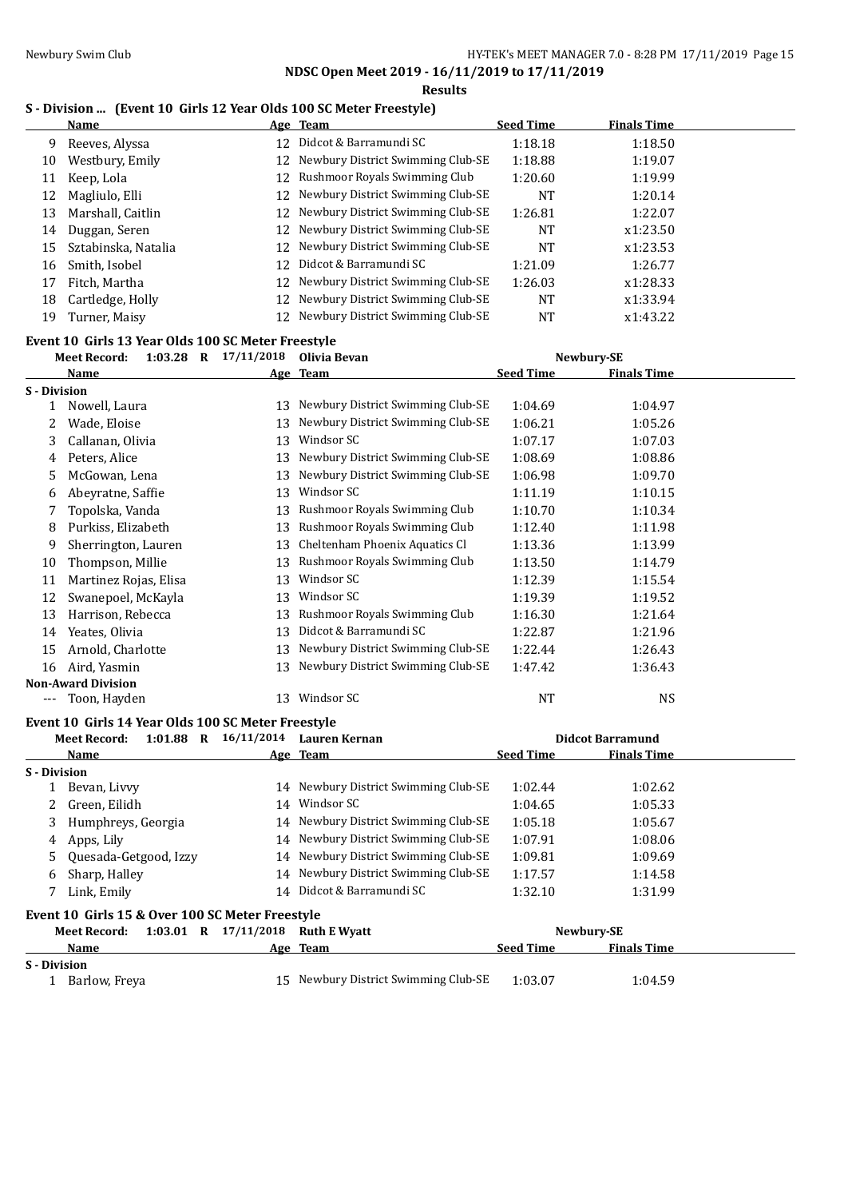**NDSC Open Meet 2019 - 16/11/2019 to 17/11/2019**

**Results**

### S - Division ... (Event 10 Girls 12 Year Olds 100 SC Meter Freestyle)

| | Name | Age | Team | Seed Time | Finals Time |
|---|---|---|---|---|---|
| 9 | Reeves, Alyssa | 12 | Didcot & Barramundi SC | 1:18.18 | 1:18.50 |
| 10 | Westbury, Emily | 12 | Newbury District Swimming Club-SE | 1:18.88 | 1:19.07 |
| 11 | Keep, Lola | 12 | Rushmoor Royals Swimming Club | 1:20.60 | 1:19.99 |
| 12 | Magliulo, Elli | 12 | Newbury District Swimming Club-SE | NT | 1:20.14 |
| 13 | Marshall, Caitlin | 12 | Newbury District Swimming Club-SE | 1:26.81 | 1:22.07 |
| 14 | Duggan, Seren | 12 | Newbury District Swimming Club-SE | NT | x1:23.50 |
| 15 | Sztabinska, Natalia | 12 | Newbury District Swimming Club-SE | NT | x1:23.53 |
| 16 | Smith, Isobel | 12 | Didcot & Barramundi SC | 1:21.09 | 1:26.77 |
| 17 | Fitch, Martha | 12 | Newbury District Swimming Club-SE | 1:26.03 | x1:28.33 |
| 18 | Cartledge, Holly | 12 | Newbury District Swimming Club-SE | NT | x1:33.94 |
| 19 | Turner, Maisy | 12 | Newbury District Swimming Club-SE | NT | x1:43.22 |

### Event 10 Girls 13 Year Olds 100 SC Meter Freestyle

Meet Record: 1:03.28 R 17/11/2018 Olivia Bevan Newbury-SE

| | Name | Age | Team | Seed Time | Finals Time |
|---|---|---|---|---|---|
| **S - Division** | | | | | |
| 1 | Nowell, Laura | 13 | Newbury District Swimming Club-SE | 1:04.69 | 1:04.97 |
| 2 | Wade, Eloise | 13 | Newbury District Swimming Club-SE | 1:06.21 | 1:05.26 |
| 3 | Callanan, Olivia | 13 | Windsor SC | 1:07.17 | 1:07.03 |
| 4 | Peters, Alice | 13 | Newbury District Swimming Club-SE | 1:08.69 | 1:08.86 |
| 5 | McGowan, Lena | 13 | Newbury District Swimming Club-SE | 1:06.98 | 1:09.70 |
| 6 | Abeyratne, Saffie | 13 | Windsor SC | 1:11.19 | 1:10.15 |
| 7 | Topolska, Vanda | 13 | Rushmoor Royals Swimming Club | 1:10.70 | 1:10.34 |
| 8 | Purkiss, Elizabeth | 13 | Rushmoor Royals Swimming Club | 1:12.40 | 1:11.98 |
| 9 | Sherrington, Lauren | 13 | Cheltenham Phoenix Aquatics Cl | 1:13.36 | 1:13.99 |
| 10 | Thompson, Millie | 13 | Rushmoor Royals Swimming Club | 1:13.50 | 1:14.79 |
| 11 | Martinez Rojas, Elisa | 13 | Windsor SC | 1:12.39 | 1:15.54 |
| 12 | Swanepoel, McKayla | 13 | Windsor SC | 1:19.39 | 1:19.52 |
| 13 | Harrison, Rebecca | 13 | Rushmoor Royals Swimming Club | 1:16.30 | 1:21.64 |
| 14 | Yeates, Olivia | 13 | Didcot & Barramundi SC | 1:22.87 | 1:21.96 |
| 15 | Arnold, Charlotte | 13 | Newbury District Swimming Club-SE | 1:22.44 | 1:26.43 |
| 16 | Aird, Yasmin | 13 | Newbury District Swimming Club-SE | 1:47.42 | 1:36.43 |
| **Non-Award Division** | | | | | |
| --- | Toon, Hayden | 13 | Windsor SC | NT | NS |

### Event 10 Girls 14 Year Olds 100 SC Meter Freestyle

Meet Record: 1:01.88 R 16/11/2014 Lauren Kernan Didcot Barramund

| | Name | Age | Team | Seed Time | Finals Time |
|---|---|---|---|---|---|
| **S - Division** | | | | | |
| 1 | Bevan, Livvy | 14 | Newbury District Swimming Club-SE | 1:02.44 | 1:02.62 |
| 2 | Green, Eilidh | 14 | Windsor SC | 1:04.65 | 1:05.33 |
| 3 | Humphreys, Georgia | 14 | Newbury District Swimming Club-SE | 1:05.18 | 1:05.67 |
| 4 | Apps, Lily | 14 | Newbury District Swimming Club-SE | 1:07.91 | 1:08.06 |
| 5 | Quesada-Getgood, Izzy | 14 | Newbury District Swimming Club-SE | 1:09.81 | 1:09.69 |
| 6 | Sharp, Halley | 14 | Newbury District Swimming Club-SE | 1:17.57 | 1:14.58 |
| 7 | Link, Emily | 14 | Didcot & Barramundi SC | 1:32.10 | 1:31.99 |

### Event 10 Girls 15 & Over 100 SC Meter Freestyle

Meet Record: 1:03.01 R 17/11/2018 Ruth E Wyatt Newbury-SE

| | Name | Age | Team | Seed Time | Finals Time |
|---|---|---|---|---|---|
| **S - Division** | | | | | |
| 1 | Barlow, Freya | 15 | Newbury District Swimming Club-SE | 1:03.07 | 1:04.59 |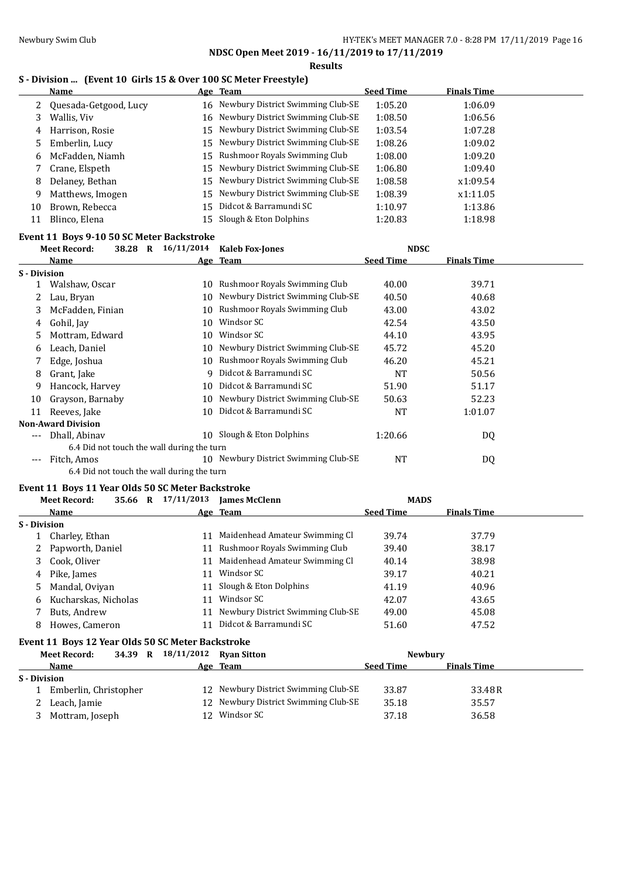## S - Division ... (Event 10 Girls 15 & Over 100 SC Meter Freestyle)

| | Name | Age | Team | Seed Time | Finals Time |
|---|---|---|---|---|---|
| 2 | Quesada-Getgood, Lucy | 16 | Newbury District Swimming Club-SE | 1:05.20 | 1:06.09 |
| 3 | Wallis, Viv | 16 | Newbury District Swimming Club-SE | 1:08.50 | 1:06.56 |
| 4 | Harrison, Rosie | 15 | Newbury District Swimming Club-SE | 1:03.54 | 1:07.28 |
| 5 | Emberlin, Lucy | 15 | Newbury District Swimming Club-SE | 1:08.26 | 1:09.02 |
| 6 | McFadden, Niamh | 15 | Rushmoor Royals Swimming Club | 1:08.00 | 1:09.20 |
| 7 | Crane, Elspeth | 15 | Newbury District Swimming Club-SE | 1:06.80 | 1:09.40 |
| 8 | Delaney, Bethan | 15 | Newbury District Swimming Club-SE | 1:08.58 | x1:09.54 |
| 9 | Matthews, Imogen | 15 | Newbury District Swimming Club-SE | 1:08.39 | x1:11.05 |
| 10 | Brown, Rebecca | 15 | Didcot & Barramundi SC | 1:10.97 | 1:13.86 |
| 11 | Blinco, Elena | 15 | Slough & Eton Dolphins | 1:20.83 | 1:18.98 |

### Event 11 Boys 9-10 50 SC Meter Backstroke

Meet Record: 38.28 R 16/11/2014 Kaleb Fox-Jones NDSC

| | Name | Age | Team | Seed Time | Finals Time |
|---|---|---|---|---|---|
| **S - Division** | | | | | |
| 1 | Walshaw, Oscar | 10 | Rushmoor Royals Swimming Club | 40.00 | 39.71 |
| 2 | Lau, Bryan | 10 | Newbury District Swimming Club-SE | 40.50 | 40.68 |
| 3 | McFadden, Finian | 10 | Rushmoor Royals Swimming Club | 43.00 | 43.02 |
| 4 | Gohil, Jay | 10 | Windsor SC | 42.54 | 43.50 |
| 5 | Mottram, Edward | 10 | Windsor SC | 44.10 | 43.95 |
| 6 | Leach, Daniel | 10 | Newbury District Swimming Club-SE | 45.72 | 45.20 |
| 7 | Edge, Joshua | 10 | Rushmoor Royals Swimming Club | 46.20 | 45.21 |
| 8 | Grant, Jake | 9 | Didcot & Barramundi SC | NT | 50.56 |
| 9 | Hancock, Harvey | 10 | Didcot & Barramundi SC | 51.90 | 51.17 |
| 10 | Grayson, Barnaby | 10 | Newbury District Swimming Club-SE | 50.63 | 52.23 |
| 11 | Reeves, Jake | 10 | Didcot & Barramundi SC | NT | 1:01.07 |
| **Non-Award Division** | | | | | |
| --- | Dhall, Abinav | 10 | Slough & Eton Dolphins | 1:20.66 | DQ |
| | 6.4 Did not touch the wall during the turn | | | | |
| --- | Fitch, Amos | 10 | Newbury District Swimming Club-SE | NT | DQ |
| | 6.4 Did not touch the wall during the turn | | | | |

### Event 11 Boys 11 Year Olds 50 SC Meter Backstroke

Meet Record: 35.66 R 17/11/2013 James McClenn MADS

| | Name | Age | Team | Seed Time | Finals Time |
|---|---|---|---|---|---|
| **S - Division** | | | | | |
| 1 | Charley, Ethan | 11 | Maidenhead Amateur Swimming Cl | 39.74 | 37.79 |
| 2 | Papworth, Daniel | 11 | Rushmoor Royals Swimming Club | 39.40 | 38.17 |
| 3 | Cook, Oliver | 11 | Maidenhead Amateur Swimming Cl | 40.14 | 38.98 |
| 4 | Pike, James | 11 | Windsor SC | 39.17 | 40.21 |
| 5 | Mandal, Oviyan | 11 | Slough & Eton Dolphins | 41.19 | 40.96 |
| 6 | Kucharskas, Nicholas | 11 | Windsor SC | 42.07 | 43.65 |
| 7 | Buts, Andrew | 11 | Newbury District Swimming Club-SE | 49.00 | 45.08 |
| 8 | Howes, Cameron | 11 | Didcot & Barramundi SC | 51.60 | 47.52 |

### Event 11 Boys 12 Year Olds 50 SC Meter Backstroke

Meet Record: 34.39 R 18/11/2012 Ryan Sitton Newbury

| | Name | Age | Team | Seed Time | Finals Time |
|---|---|---|---|---|---|
| **S - Division** | | | | | |
| 1 | Emberlin, Christopher | 12 | Newbury District Swimming Club-SE | 33.87 | 33.48R |
| 2 | Leach, Jamie | 12 | Newbury District Swimming Club-SE | 35.18 | 35.57 |
| 3 | Mottram, Joseph | 12 | Windsor SC | 37.18 | 36.58 |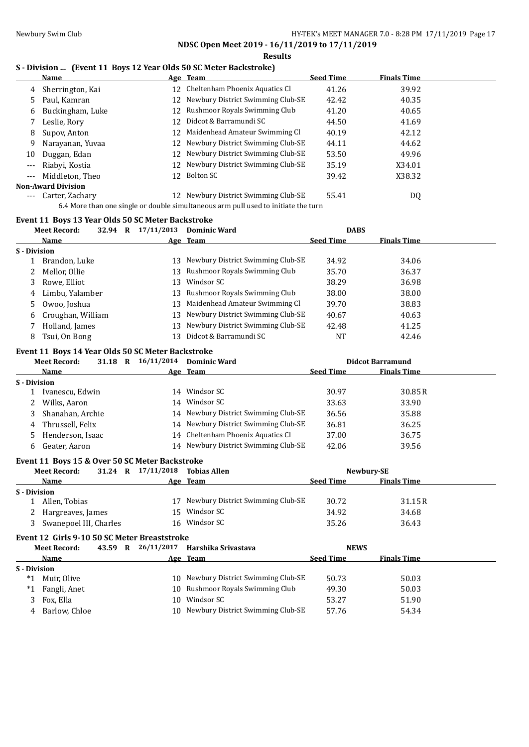## NDSC Open Meet 2019 - 16/11/2019 to 17/11/2019

### Results

### S - Division ... (Event 11 Boys 12 Year Olds 50 SC Meter Backstroke)

| | Name | Age | Team | Seed Time | Finals Time |
|---|---|---|---|---|---|
| 4 | Sherrington, Kai | 12 | Cheltenham Phoenix Aquatics Cl | 41.26 | 39.92 |
| 5 | Paul, Kamran | 12 | Newbury District Swimming Club-SE | 42.42 | 40.35 |
| 6 | Buckingham, Luke | 12 | Rushmoor Royals Swimming Club | 41.20 | 40.65 |
| 7 | Leslie, Rory | 12 | Didcot & Barramundi SC | 44.50 | 41.69 |
| 8 | Supov, Anton | 12 | Maidenhead Amateur Swimming Cl | 40.19 | 42.12 |
| 9 | Narayanan, Yuvaa | 12 | Newbury District Swimming Club-SE | 44.11 | 44.62 |
| 10 | Duggan, Edan | 12 | Newbury District Swimming Club-SE | 53.50 | 49.96 |
| --- | Riabyi, Kostia | 12 | Newbury District Swimming Club-SE | 35.19 | X34.01 |
| --- | Middleton, Theo | 12 | Bolton SC | 39.42 | X38.32 |
| **Non-Award Division** | | | | | |
| --- | Carter, Zachary | 12 | Newbury District Swimming Club-SE | 55.41 | DQ |

6.4 More than one single or double simultaneous arm pull used to initiate the turn

### Event 11 Boys 13 Year Olds 50 SC Meter Backstroke

Meet Record: 32.94 R 17/11/2013 Dominic Ward DABS

| | Name | Age | Team | Seed Time | Finals Time |
|---|---|---|---|---|---|
| **S - Division** | | | | | |
| 1 | Brandon, Luke | 13 | Newbury District Swimming Club-SE | 34.92 | 34.06 |
| 2 | Mellor, Ollie | 13 | Rushmoor Royals Swimming Club | 35.70 | 36.37 |
| 3 | Rowe, Elliot | 13 | Windsor SC | 38.29 | 36.98 |
| 4 | Limbu, Yalamber | 13 | Rushmoor Royals Swimming Club | 38.00 | 38.00 |
| 5 | Owoo, Joshua | 13 | Maidenhead Amateur Swimming Cl | 39.70 | 38.83 |
| 6 | Croughan, William | 13 | Newbury District Swimming Club-SE | 40.67 | 40.63 |
| 7 | Holland, James | 13 | Newbury District Swimming Club-SE | 42.48 | 41.25 |
| 8 | Tsui, On Bong | 13 | Didcot & Barramundi SC | NT | 42.46 |

### Event 11 Boys 14 Year Olds 50 SC Meter Backstroke

Meet Record: 31.18 R 16/11/2014 Dominic Ward Didcot Barramund

| | Name | Age | Team | Seed Time | Finals Time |
|---|---|---|---|---|---|
| **S - Division** | | | | | |
| 1 | Ivanescu, Edwin | 14 | Windsor SC | 30.97 | 30.85R |
| 2 | Wilks, Aaron | 14 | Windsor SC | 33.63 | 33.90 |
| 3 | Shanahan, Archie | 14 | Newbury District Swimming Club-SE | 36.56 | 35.88 |
| 4 | Thrussell, Felix | 14 | Newbury District Swimming Club-SE | 36.81 | 36.25 |
| 5 | Henderson, Isaac | 14 | Cheltenham Phoenix Aquatics Cl | 37.00 | 36.75 |
| 6 | Geater, Aaron | 14 | Newbury District Swimming Club-SE | 42.06 | 39.56 |

### Event 11 Boys 15 & Over 50 SC Meter Backstroke

Meet Record: 31.24 R 17/11/2018 Tobias Allen Newbury-SE

| | Name | Age | Team | Seed Time | Finals Time |
|---|---|---|---|---|---|
| **S - Division** | | | | | |
| 1 | Allen, Tobias | 17 | Newbury District Swimming Club-SE | 30.72 | 31.15R |
| 2 | Hargreaves, James | 15 | Windsor SC | 34.92 | 34.68 |
| 3 | Swanepoel III, Charles | 16 | Windsor SC | 35.26 | 36.43 |

### Event 12 Girls 9-10 50 SC Meter Breaststroke

Meet Record: 43.59 R 26/11/2017 Harshika Srivastava NEWS

| | Name | Age | Team | Seed Time | Finals Time |
|---|---|---|---|---|---|
| **S - Division** | | | | | |
| *1 | Muir, Olive | 10 | Newbury District Swimming Club-SE | 50.73 | 50.03 |
| *1 | Fangli, Anet | 10 | Rushmoor Royals Swimming Club | 49.30 | 50.03 |
| 3 | Fox, Ella | 10 | Windsor SC | 53.27 | 51.90 |
| 4 | Barlow, Chloe | 10 | Newbury District Swimming Club-SE | 57.76 | 54.34 |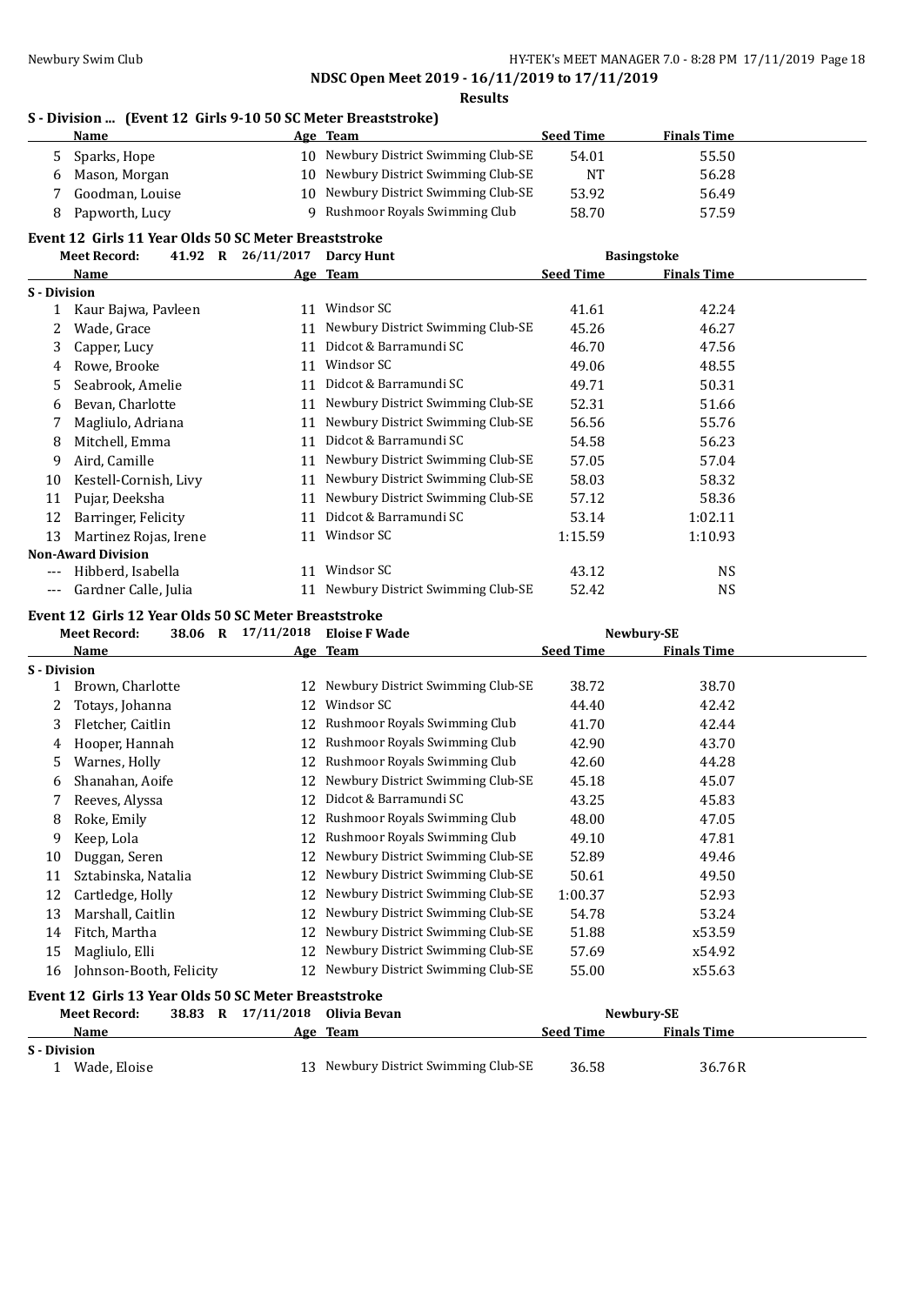**NDSC Open Meet 2019 - 16/11/2019 to 17/11/2019**

**Results**

### S - Division ... (Event 12 Girls 9-10 50 SC Meter Breaststroke)

| | Name | Age | Team | Seed Time | Finals Time |
|---|---|---|---|---|---|
| 5 | Sparks, Hope | 10 | Newbury District Swimming Club-SE | 54.01 | 55.50 |
| 6 | Mason, Morgan | 10 | Newbury District Swimming Club-SE | NT | 56.28 |
| 7 | Goodman, Louise | 10 | Newbury District Swimming Club-SE | 53.92 | 56.49 |
| 8 | Papworth, Lucy | 9 | Rushmoor Royals Swimming Club | 58.70 | 57.59 |

### Event 12 Girls 11 Year Olds 50 SC Meter Breaststroke

Meet Record: 41.92 R 26/11/2017 Darcy Hunt — Basingstoke

| | Name | Age | Team | Seed Time | Finals Time |
|---|---|---|---|---|---|
| **S - Division** | | | | | |
| 1 | Kaur Bajwa, Pavleen | 11 | Windsor SC | 41.61 | 42.24 |
| 2 | Wade, Grace | 11 | Newbury District Swimming Club-SE | 45.26 | 46.27 |
| 3 | Capper, Lucy | 11 | Didcot & Barramundi SC | 46.70 | 47.56 |
| 4 | Rowe, Brooke | 11 | Windsor SC | 49.06 | 48.55 |
| 5 | Seabrook, Amelie | 11 | Didcot & Barramundi SC | 49.71 | 50.31 |
| 6 | Bevan, Charlotte | 11 | Newbury District Swimming Club-SE | 52.31 | 51.66 |
| 7 | Magliulo, Adriana | 11 | Newbury District Swimming Club-SE | 56.56 | 55.76 |
| 8 | Mitchell, Emma | 11 | Didcot & Barramundi SC | 54.58 | 56.23 |
| 9 | Aird, Camille | 11 | Newbury District Swimming Club-SE | 57.05 | 57.04 |
| 10 | Kestell-Cornish, Livy | 11 | Newbury District Swimming Club-SE | 58.03 | 58.32 |
| 11 | Pujar, Deeksha | 11 | Newbury District Swimming Club-SE | 57.12 | 58.36 |
| 12 | Barringer, Felicity | 11 | Didcot & Barramundi SC | 53.14 | 1:02.11 |
| 13 | Martinez Rojas, Irene | 11 | Windsor SC | 1:15.59 | 1:10.93 |
| **Non-Award Division** | | | | | |
| --- | Hibberd, Isabella | 11 | Windsor SC | 43.12 | NS |
| --- | Gardner Calle, Julia | 11 | Newbury District Swimming Club-SE | 52.42 | NS |

### Event 12 Girls 12 Year Olds 50 SC Meter Breaststroke

Meet Record: 38.06 R 17/11/2018 Eloise F Wade — Newbury-SE

| | Name | Age | Team | Seed Time | Finals Time |
|---|---|---|---|---|---|
| **S - Division** | | | | | |
| 1 | Brown, Charlotte | 12 | Newbury District Swimming Club-SE | 38.72 | 38.70 |
| 2 | Totays, Johanna | 12 | Windsor SC | 44.40 | 42.42 |
| 3 | Fletcher, Caitlin | 12 | Rushmoor Royals Swimming Club | 41.70 | 42.44 |
| 4 | Hooper, Hannah | 12 | Rushmoor Royals Swimming Club | 42.90 | 43.70 |
| 5 | Warnes, Holly | 12 | Rushmoor Royals Swimming Club | 42.60 | 44.28 |
| 6 | Shanahan, Aoife | 12 | Newbury District Swimming Club-SE | 45.18 | 45.07 |
| 7 | Reeves, Alyssa | 12 | Didcot & Barramundi SC | 43.25 | 45.83 |
| 8 | Roke, Emily | 12 | Rushmoor Royals Swimming Club | 48.00 | 47.05 |
| 9 | Keep, Lola | 12 | Rushmoor Royals Swimming Club | 49.10 | 47.81 |
| 10 | Duggan, Seren | 12 | Newbury District Swimming Club-SE | 52.89 | 49.46 |
| 11 | Sztabinska, Natalia | 12 | Newbury District Swimming Club-SE | 50.61 | 49.50 |
| 12 | Cartledge, Holly | 12 | Newbury District Swimming Club-SE | 1:00.37 | 52.93 |
| 13 | Marshall, Caitlin | 12 | Newbury District Swimming Club-SE | 54.78 | 53.24 |
| 14 | Fitch, Martha | 12 | Newbury District Swimming Club-SE | 51.88 | x53.59 |
| 15 | Magliulo, Elli | 12 | Newbury District Swimming Club-SE | 57.69 | x54.92 |
| 16 | Johnson-Booth, Felicity | 12 | Newbury District Swimming Club-SE | 55.00 | x55.63 |

### Event 12 Girls 13 Year Olds 50 SC Meter Breaststroke

Meet Record: 38.83 R 17/11/2018 Olivia Bevan — Newbury-SE

| | Name | Age | Team | Seed Time | Finals Time |
|---|---|---|---|---|---|
| **S - Division** | | | | | |
| 1 | Wade, Eloise | 13 | Newbury District Swimming Club-SE | 36.58 | 36.76R |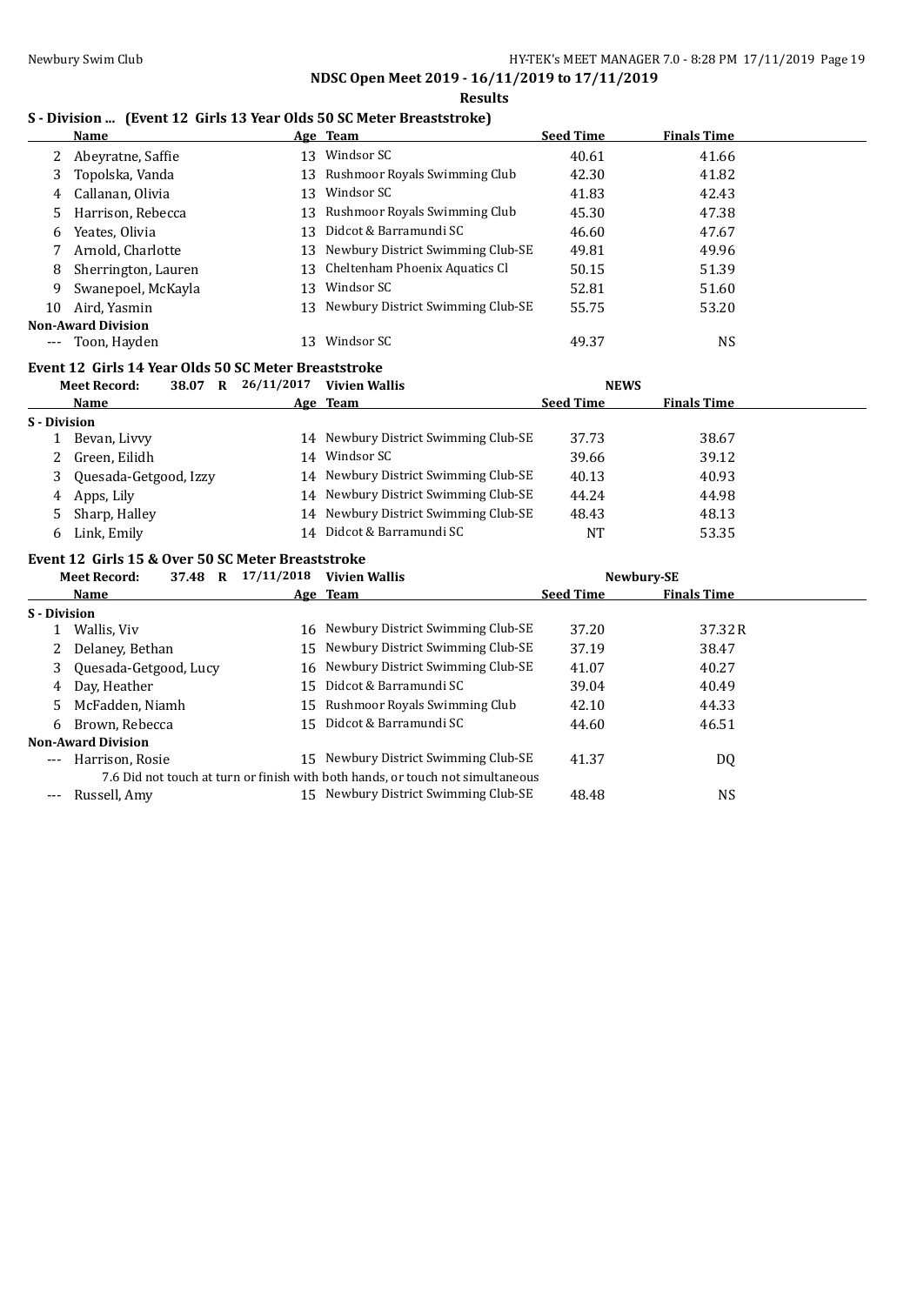**NDSC Open Meet 2019 - 16/11/2019 to 17/11/2019**

**Results**

### S - Division ... (Event 12 Girls 13 Year Olds 50 SC Meter Breaststroke)

| | Name | Age | Team | Seed Time | Finals Time |
|---|---|---|---|---|---|
| 2 | Abeyratne, Saffie | 13 | Windsor SC | 40.61 | 41.66 |
| 3 | Topolska, Vanda | 13 | Rushmoor Royals Swimming Club | 42.30 | 41.82 |
| 4 | Callanan, Olivia | 13 | Windsor SC | 41.83 | 42.43 |
| 5 | Harrison, Rebecca | 13 | Rushmoor Royals Swimming Club | 45.30 | 47.38 |
| 6 | Yeates, Olivia | 13 | Didcot & Barramundi SC | 46.60 | 47.67 |
| 7 | Arnold, Charlotte | 13 | Newbury District Swimming Club-SE | 49.81 | 49.96 |
| 8 | Sherrington, Lauren | 13 | Cheltenham Phoenix Aquatics Cl | 50.15 | 51.39 |
| 9 | Swanepoel, McKayla | 13 | Windsor SC | 52.81 | 51.60 |
| 10 | Aird, Yasmin | 13 | Newbury District Swimming Club-SE | 55.75 | 53.20 |
| **Non-Award Division** | | | | | |
| --- | Toon, Hayden | 13 | Windsor SC | 49.37 | NS |

### Event 12 Girls 14 Year Olds 50 SC Meter Breaststroke

**Meet Record:** 38.07 R 26/11/2017 Vivien Wallis — NEWS

| | Name | Age | Team | Seed Time | Finals Time |
|---|---|---|---|---|---|
| **S - Division** | | | | | |
| 1 | Bevan, Livvy | 14 | Newbury District Swimming Club-SE | 37.73 | 38.67 |
| 2 | Green, Eilidh | 14 | Windsor SC | 39.66 | 39.12 |
| 3 | Quesada-Getgood, Izzy | 14 | Newbury District Swimming Club-SE | 40.13 | 40.93 |
| 4 | Apps, Lily | 14 | Newbury District Swimming Club-SE | 44.24 | 44.98 |
| 5 | Sharp, Halley | 14 | Newbury District Swimming Club-SE | 48.43 | 48.13 |
| 6 | Link, Emily | 14 | Didcot & Barramundi SC | NT | 53.35 |

### Event 12 Girls 15 & Over 50 SC Meter Breaststroke

**Meet Record:** 37.48 R 17/11/2018 Vivien Wallis — Newbury-SE

| | Name | Age | Team | Seed Time | Finals Time |
|---|---|---|---|---|---|
| **S - Division** | | | | | |
| 1 | Wallis, Viv | 16 | Newbury District Swimming Club-SE | 37.20 | 37.32R |
| 2 | Delaney, Bethan | 15 | Newbury District Swimming Club-SE | 37.19 | 38.47 |
| 3 | Quesada-Getgood, Lucy | 16 | Newbury District Swimming Club-SE | 41.07 | 40.27 |
| 4 | Day, Heather | 15 | Didcot & Barramundi SC | 39.04 | 40.49 |
| 5 | McFadden, Niamh | 15 | Rushmoor Royals Swimming Club | 42.10 | 44.33 |
| 6 | Brown, Rebecca | 15 | Didcot & Barramundi SC | 44.60 | 46.51 |
| **Non-Award Division** | | | | | |
| --- | Harrison, Rosie | 15 | Newbury District Swimming Club-SE | 41.37 | DQ |
| | 7.6 Did not touch at turn or finish with both hands, or touch not simultaneous | | | | |
| --- | Russell, Amy | 15 | Newbury District Swimming Club-SE | 48.48 | NS |